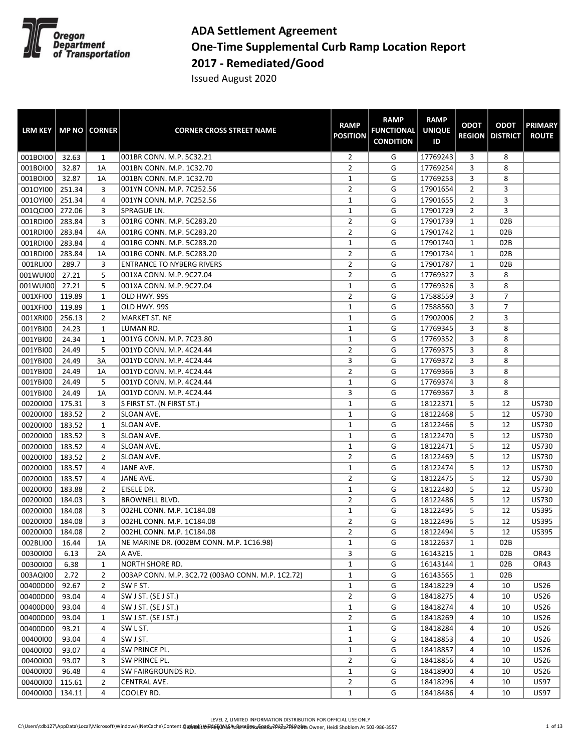# ADA Settlement Agreement
# One-Time Supplemental Curb Ramp Location Report
# 2017 - Remediated/Good

Issued August 2020

| LRM KEY | MP NO | CORNER | CORNER CROSS STREET NAME | RAMP POSITION | RAMP FUNCTIONAL CONDITION | RAMP UNIQUE ID | ODOT REGION | ODOT DISTRICT | PRIMARY ROUTE |
|---|---|---|---|---|---|---|---|---|---|
| 001BOI00 | 32.63 | 1 | 001BR CONN. M.P. 5C32.21 | 2 | G | 17769243 | 3 | 8 | |
| 001BOI00 | 32.87 | 1A | 001BN CONN. M.P. 1C32.70 | 2 | G | 17769254 | 3 | 8 | |
| 001BOI00 | 32.87 | 1A | 001BN CONN. M.P. 1C32.70 | 1 | G | 17769253 | 3 | 8 | |
| 001OYI00 | 251.34 | 3 | 001YN CONN. M.P. 7C252.56 | 2 | G | 17901654 | 2 | 3 | |
| 001OYI00 | 251.34 | 4 | 001YN CONN. M.P. 7C252.56 | 1 | G | 17901655 | 2 | 3 | |
| 001QCI00 | 272.06 | 3 | SPRAGUE LN. | 1 | G | 17901729 | 2 | 3 | |
| 001RDI00 | 283.84 | 3 | 001RG CONN. M.P. 5C283.20 | 2 | G | 17901739 | 1 | 02B | |
| 001RDI00 | 283.84 | 4A | 001RG CONN. M.P. 5C283.20 | 2 | G | 17901742 | 1 | 02B | |
| 001RDI00 | 283.84 | 4 | 001RG CONN. M.P. 5C283.20 | 1 | G | 17901740 | 1 | 02B | |
| 001RDI00 | 283.84 | 1A | 001RG CONN. M.P. 5C283.20 | 2 | G | 17901734 | 1 | 02B | |
| 001RLI00 | 289.7 | 3 | ENTRANCE TO NYBERG RIVERS | 2 | G | 17901787 | 1 | 02B | |
| 001WUI00 | 27.21 | 5 | 001XA CONN. M.P. 9C27.04 | 2 | G | 17769327 | 3 | 8 | |
| 001WUI00 | 27.21 | 5 | 001XA CONN. M.P. 9C27.04 | 1 | G | 17769326 | 3 | 8 | |
| 001XFI00 | 119.89 | 1 | OLD HWY. 99S | 2 | G | 17588559 | 3 | 7 | |
| 001XFI00 | 119.89 | 1 | OLD HWY. 99S | 1 | G | 17588560 | 3 | 7 | |
| 001XRI00 | 256.13 | 2 | MARKET ST. NE | 1 | G | 17902006 | 2 | 3 | |
| 001YBI00 | 24.23 | 1 | LUMAN RD. | 1 | G | 17769345 | 3 | 8 | |
| 001YBI00 | 24.34 | 1 | 001YG CONN. M.P. 7C23.80 | 1 | G | 17769352 | 3 | 8 | |
| 001YBI00 | 24.49 | 5 | 001YD CONN. M.P. 4C24.44 | 2 | G | 17769375 | 3 | 8 | |
| 001YBI00 | 24.49 | 3A | 001YD CONN. M.P. 4C24.44 | 3 | G | 17769372 | 3 | 8 | |
| 001YBI00 | 24.49 | 1A | 001YD CONN. M.P. 4C24.44 | 2 | G | 17769366 | 3 | 8 | |
| 001YBI00 | 24.49 | 5 | 001YD CONN. M.P. 4C24.44 | 1 | G | 17769374 | 3 | 8 | |
| 001YBI00 | 24.49 | 1A | 001YD CONN. M.P. 4C24.44 | 3 | G | 17769367 | 3 | 8 | |
| 00200I00 | 175.31 | 3 | S FIRST ST. (N FIRST ST.) | 1 | G | 18122371 | 5 | 12 | US730 |
| 00200I00 | 183.52 | 2 | SLOAN AVE. | 1 | G | 18122468 | 5 | 12 | US730 |
| 00200I00 | 183.52 | 1 | SLOAN AVE. | 1 | G | 18122466 | 5 | 12 | US730 |
| 00200I00 | 183.52 | 3 | SLOAN AVE. | 1 | G | 18122470 | 5 | 12 | US730 |
| 00200I00 | 183.52 | 4 | SLOAN AVE. | 1 | G | 18122471 | 5 | 12 | US730 |
| 00200I00 | 183.52 | 2 | SLOAN AVE. | 2 | G | 18122469 | 5 | 12 | US730 |
| 00200I00 | 183.57 | 4 | JANE AVE. | 1 | G | 18122474 | 5 | 12 | US730 |
| 00200I00 | 183.57 | 4 | JANE AVE. | 2 | G | 18122475 | 5 | 12 | US730 |
| 00200I00 | 183.88 | 2 | EISELE DR. | 1 | G | 18122480 | 5 | 12 | US730 |
| 00200I00 | 184.03 | 3 | BROWNELL BLVD. | 2 | G | 18122486 | 5 | 12 | US730 |
| 00200I00 | 184.08 | 3 | 002HL CONN. M.P. 1C184.08 | 1 | G | 18122495 | 5 | 12 | US395 |
| 00200I00 | 184.08 | 3 | 002HL CONN. M.P. 1C184.08 | 2 | G | 18122496 | 5 | 12 | US395 |
| 00200I00 | 184.08 | 2 | 002HL CONN. M.P. 1C184.08 | 2 | G | 18122494 | 5 | 12 | US395 |
| 002BLI00 | 16.44 | 1A | NE MARINE DR. (002BM CONN. M.P. 1C16.98) | 1 | G | 18122637 | 1 | 02B | |
| 00300I00 | 6.13 | 2A | A AVE. | 3 | G | 16143215 | 1 | 02B | OR43 |
| 00300I00 | 6.38 | 1 | NORTH SHORE RD. | 1 | G | 16143144 | 1 | 02B | OR43 |
| 003AQI00 | 2.72 | 2 | 003AP CONN. M.P. 3C2.72 (003AO CONN. M.P. 1C2.72) | 1 | G | 16143565 | 1 | 02B | |
| 00400D00 | 92.67 | 2 | SW F ST. | 1 | G | 18418229 | 4 | 10 | US26 |
| 00400D00 | 93.04 | 4 | SW J ST. (SE J ST.) | 2 | G | 18418275 | 4 | 10 | US26 |
| 00400D00 | 93.04 | 4 | SW J ST. (SE J ST.) | 1 | G | 18418274 | 4 | 10 | US26 |
| 00400D00 | 93.04 | 1 | SW J ST. (SE J ST.) | 2 | G | 18418269 | 4 | 10 | US26 |
| 00400D00 | 93.21 | 4 | SW L ST. | 1 | G | 18418284 | 4 | 10 | US26 |
| 00400I00 | 93.04 | 4 | SW J ST. | 1 | G | 18418853 | 4 | 10 | US26 |
| 00400I00 | 93.07 | 4 | SW PRINCE PL. | 1 | G | 18418857 | 4 | 10 | US26 |
| 00400I00 | 93.07 | 3 | SW PRINCE PL. | 2 | G | 18418856 | 4 | 10 | US26 |
| 00400I00 | 96.48 | 4 | SW FAIRGROUNDS RD. | 1 | G | 18418900 | 4 | 10 | US26 |
| 00400I00 | 115.61 | 2 | CENTRAL AVE. | 2 | G | 18418296 | 4 | 10 | US97 |
| 00400I00 | 134.11 | 4 | COOLEY RD. | 1 | G | 18418486 | 4 | 10 | US97 |

LEVEL 2, LIMITED INFORMATION DISTRIBUTION FOR OFFICIAL USE ONLY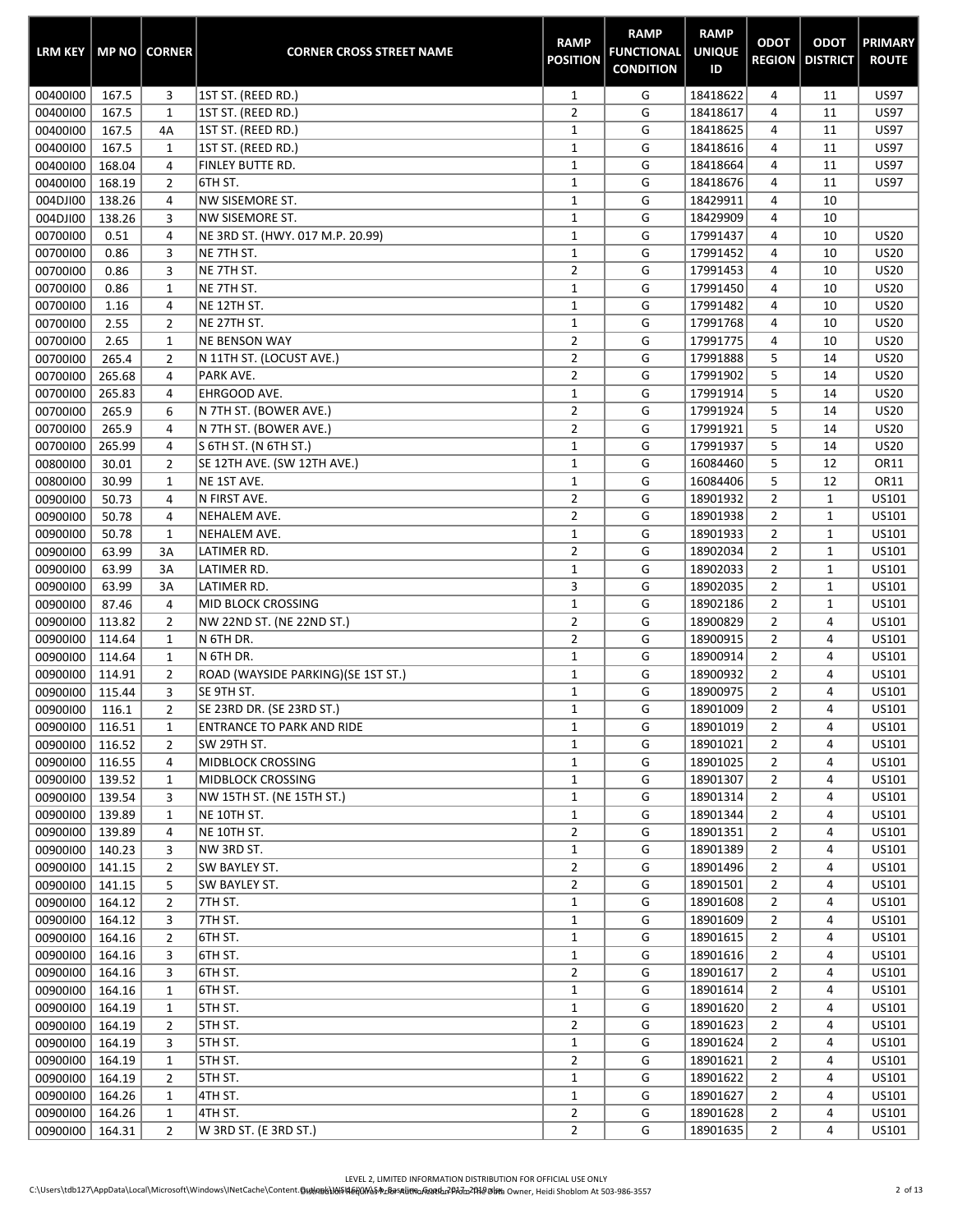| LRM KEY | MP NO | CORNER | CORNER CROSS STREET NAME | RAMP POSITION | RAMP FUNCTIONAL CONDITION | RAMP UNIQUE ID | ODOT REGION | ODOT DISTRICT | PRIMARY ROUTE |
|---|---|---|---|---|---|---|---|---|---|
| 00400I00 | 167.5 | 3 | 1ST ST. (REED RD.) | 1 | G | 18418622 | 4 | 11 | US97 |
| 00400I00 | 167.5 | 1 | 1ST ST. (REED RD.) | 2 | G | 18418617 | 4 | 11 | US97 |
| 00400I00 | 167.5 | 4A | 1ST ST. (REED RD.) | 1 | G | 18418625 | 4 | 11 | US97 |
| 00400I00 | 167.5 | 1 | 1ST ST. (REED RD.) | 1 | G | 18418616 | 4 | 11 | US97 |
| 00400I00 | 168.04 | 4 | FINLEY BUTTE RD. | 1 | G | 18418664 | 4 | 11 | US97 |
| 00400I00 | 168.19 | 2 | 6TH ST. | 1 | G | 18418676 | 4 | 11 | US97 |
| 004DJI00 | 138.26 | 4 | NW SISEMORE ST. | 1 | G | 18429911 | 4 | 10 | |
| 004DJI00 | 138.26 | 3 | NW SISEMORE ST. | 1 | G | 18429909 | 4 | 10 | |
| 00700I00 | 0.51 | 4 | NE 3RD ST. (HWY. 017 M.P. 20.99) | 1 | G | 17991437 | 4 | 10 | US20 |
| 00700I00 | 0.86 | 3 | NE 7TH ST. | 1 | G | 17991452 | 4 | 10 | US20 |
| 00700I00 | 0.86 | 3 | NE 7TH ST. | 2 | G | 17991453 | 4 | 10 | US20 |
| 00700I00 | 0.86 | 1 | NE 7TH ST. | 1 | G | 17991450 | 4 | 10 | US20 |
| 00700I00 | 1.16 | 4 | NE 12TH ST. | 1 | G | 17991482 | 4 | 10 | US20 |
| 00700I00 | 2.55 | 2 | NE 27TH ST. | 1 | G | 17991768 | 4 | 10 | US20 |
| 00700I00 | 2.65 | 1 | NE BENSON WAY | 2 | G | 17991775 | 4 | 10 | US20 |
| 00700I00 | 265.4 | 2 | N 11TH ST. (LOCUST AVE.) | 2 | G | 17991888 | 5 | 14 | US20 |
| 00700I00 | 265.68 | 4 | PARK AVE. | 2 | G | 17991902 | 5 | 14 | US20 |
| 00700I00 | 265.83 | 4 | EHRGOOD AVE. | 1 | G | 17991914 | 5 | 14 | US20 |
| 00700I00 | 265.9 | 6 | N 7TH ST. (BOWER AVE.) | 2 | G | 17991924 | 5 | 14 | US20 |
| 00700I00 | 265.9 | 4 | N 7TH ST. (BOWER AVE.) | 2 | G | 17991921 | 5 | 14 | US20 |
| 00700I00 | 265.99 | 4 | S 6TH ST. (N 6TH ST.) | 1 | G | 17991937 | 5 | 14 | US20 |
| 00800I00 | 30.01 | 2 | SE 12TH AVE. (SW 12TH AVE.) | 1 | G | 16084460 | 5 | 12 | OR11 |
| 00800I00 | 30.99 | 1 | NE 1ST AVE. | 1 | G | 16084406 | 5 | 12 | OR11 |
| 00900I00 | 50.73 | 4 | N FIRST AVE. | 2 | G | 18901932 | 2 | 1 | US101 |
| 00900I00 | 50.78 | 4 | NEHALEM AVE. | 2 | G | 18901938 | 2 | 1 | US101 |
| 00900I00 | 50.78 | 1 | NEHALEM AVE. | 1 | G | 18901933 | 2 | 1 | US101 |
| 00900I00 | 63.99 | 3A | LATIMER RD. | 2 | G | 18902034 | 2 | 1 | US101 |
| 00900I00 | 63.99 | 3A | LATIMER RD. | 1 | G | 18902033 | 2 | 1 | US101 |
| 00900I00 | 63.99 | 3A | LATIMER RD. | 3 | G | 18902035 | 2 | 1 | US101 |
| 00900I00 | 87.46 | 4 | MID BLOCK CROSSING | 1 | G | 18902186 | 2 | 1 | US101 |
| 00900I00 | 113.82 | 2 | NW 22ND ST. (NE 22ND ST.) | 2 | G | 18900829 | 2 | 4 | US101 |
| 00900I00 | 114.64 | 1 | N 6TH DR. | 2 | G | 18900915 | 2 | 4 | US101 |
| 00900I00 | 114.64 | 1 | N 6TH DR. | 1 | G | 18900914 | 2 | 4 | US101 |
| 00900I00 | 114.91 | 2 | ROAD (WAYSIDE PARKING)(SE 1ST ST.) | 1 | G | 18900932 | 2 | 4 | US101 |
| 00900I00 | 115.44 | 3 | SE 9TH ST. | 1 | G | 18900975 | 2 | 4 | US101 |
| 00900I00 | 116.1 | 2 | SE 23RD DR. (SE 23RD ST.) | 1 | G | 18901009 | 2 | 4 | US101 |
| 00900I00 | 116.51 | 1 | ENTRANCE TO PARK AND RIDE | 1 | G | 18901019 | 2 | 4 | US101 |
| 00900I00 | 116.52 | 2 | SW 29TH ST. | 1 | G | 18901021 | 2 | 4 | US101 |
| 00900I00 | 116.55 | 4 | MIDBLOCK CROSSING | 1 | G | 18901025 | 2 | 4 | US101 |
| 00900I00 | 139.52 | 1 | MIDBLOCK CROSSING | 1 | G | 18901307 | 2 | 4 | US101 |
| 00900I00 | 139.54 | 3 | NW 15TH ST. (NE 15TH ST.) | 1 | G | 18901314 | 2 | 4 | US101 |
| 00900I00 | 139.89 | 1 | NE 10TH ST. | 1 | G | 18901344 | 2 | 4 | US101 |
| 00900I00 | 139.89 | 4 | NE 10TH ST. | 2 | G | 18901351 | 2 | 4 | US101 |
| 00900I00 | 140.23 | 3 | NW 3RD ST. | 1 | G | 18901389 | 2 | 4 | US101 |
| 00900I00 | 141.15 | 2 | SW BAYLEY ST. | 2 | G | 18901496 | 2 | 4 | US101 |
| 00900I00 | 141.15 | 5 | SW BAYLEY ST. | 2 | G | 18901501 | 2 | 4 | US101 |
| 00900I00 | 164.12 | 2 | 7TH ST. | 1 | G | 18901608 | 2 | 4 | US101 |
| 00900I00 | 164.12 | 3 | 7TH ST. | 1 | G | 18901609 | 2 | 4 | US101 |
| 00900I00 | 164.16 | 2 | 6TH ST. | 1 | G | 18901615 | 2 | 4 | US101 |
| 00900I00 | 164.16 | 3 | 6TH ST. | 1 | G | 18901616 | 2 | 4 | US101 |
| 00900I00 | 164.16 | 3 | 6TH ST. | 2 | G | 18901617 | 2 | 4 | US101 |
| 00900I00 | 164.16 | 1 | 6TH ST. | 1 | G | 18901614 | 2 | 4 | US101 |
| 00900I00 | 164.19 | 1 | 5TH ST. | 1 | G | 18901620 | 2 | 4 | US101 |
| 00900I00 | 164.19 | 2 | 5TH ST. | 2 | G | 18901623 | 2 | 4 | US101 |
| 00900I00 | 164.19 | 3 | 5TH ST. | 1 | G | 18901624 | 2 | 4 | US101 |
| 00900I00 | 164.19 | 1 | 5TH ST. | 2 | G | 18901621 | 2 | 4 | US101 |
| 00900I00 | 164.19 | 2 | 5TH ST. | 1 | G | 18901622 | 2 | 4 | US101 |
| 00900I00 | 164.26 | 1 | 4TH ST. | 1 | G | 18901627 | 2 | 4 | US101 |
| 00900I00 | 164.26 | 1 | 4TH ST. | 2 | G | 18901628 | 2 | 4 | US101 |
| 00900I00 | 164.31 | 2 | W 3RD ST. (E 3RD ST.) | 2 | G | 18901635 | 2 | 4 | US101 |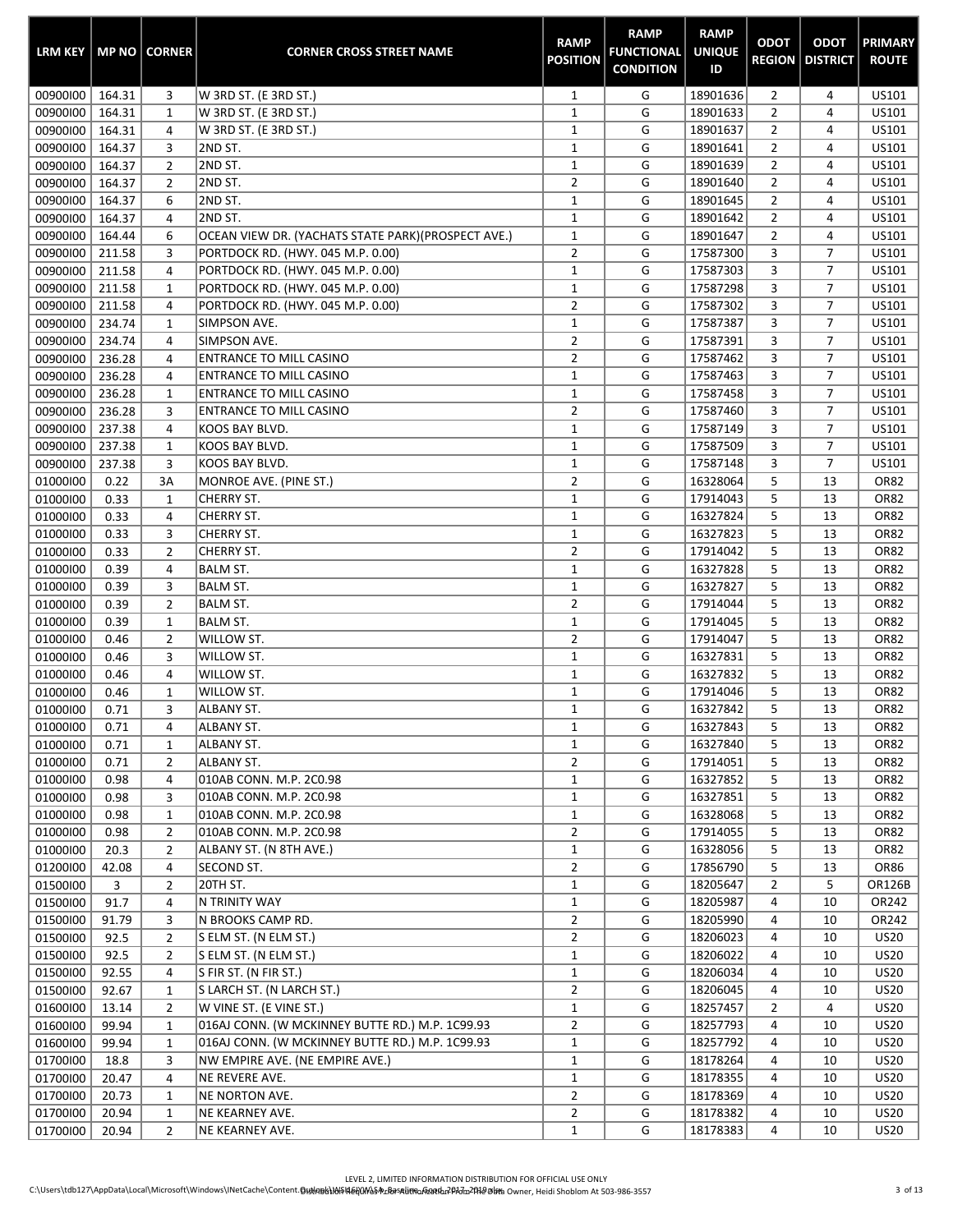| LRM KEY | MP NO | CORNER | CORNER CROSS STREET NAME | RAMP POSITION | RAMP FUNCTIONAL CONDITION | RAMP UNIQUE ID | ODOT REGION | ODOT DISTRICT | PRIMARY ROUTE |
|---|---|---|---|---|---|---|---|---|---|
| 00900I00 | 164.31 | 3 | W 3RD ST. (E 3RD ST.) | 1 | G | 18901636 | 2 | 4 | US101 |
| 00900I00 | 164.31 | 1 | W 3RD ST. (E 3RD ST.) | 1 | G | 18901633 | 2 | 4 | US101 |
| 00900I00 | 164.31 | 4 | W 3RD ST. (E 3RD ST.) | 1 | G | 18901637 | 2 | 4 | US101 |
| 00900I00 | 164.37 | 3 | 2ND ST. | 1 | G | 18901641 | 2 | 4 | US101 |
| 00900I00 | 164.37 | 2 | 2ND ST. | 1 | G | 18901639 | 2 | 4 | US101 |
| 00900I00 | 164.37 | 2 | 2ND ST. | 2 | G | 18901640 | 2 | 4 | US101 |
| 00900I00 | 164.37 | 6 | 2ND ST. | 1 | G | 18901645 | 2 | 4 | US101 |
| 00900I00 | 164.37 | 4 | 2ND ST. | 1 | G | 18901642 | 2 | 4 | US101 |
| 00900I00 | 164.44 | 6 | OCEAN VIEW DR. (YACHATS STATE PARK)(PROSPECT AVE.) | 1 | G | 18901647 | 2 | 4 | US101 |
| 00900I00 | 211.58 | 3 | PORTDOCK RD. (HWY. 045 M.P. 0.00) | 2 | G | 17587300 | 3 | 7 | US101 |
| 00900I00 | 211.58 | 4 | PORTDOCK RD. (HWY. 045 M.P. 0.00) | 1 | G | 17587303 | 3 | 7 | US101 |
| 00900I00 | 211.58 | 1 | PORTDOCK RD. (HWY. 045 M.P. 0.00) | 1 | G | 17587298 | 3 | 7 | US101 |
| 00900I00 | 211.58 | 4 | PORTDOCK RD. (HWY. 045 M.P. 0.00) | 2 | G | 17587302 | 3 | 7 | US101 |
| 00900I00 | 234.74 | 1 | SIMPSON AVE. | 1 | G | 17587387 | 3 | 7 | US101 |
| 00900I00 | 234.74 | 4 | SIMPSON AVE. | 2 | G | 17587391 | 3 | 7 | US101 |
| 00900I00 | 236.28 | 4 | ENTRANCE TO MILL CASINO | 2 | G | 17587462 | 3 | 7 | US101 |
| 00900I00 | 236.28 | 4 | ENTRANCE TO MILL CASINO | 1 | G | 17587463 | 3 | 7 | US101 |
| 00900I00 | 236.28 | 1 | ENTRANCE TO MILL CASINO | 1 | G | 17587458 | 3 | 7 | US101 |
| 00900I00 | 236.28 | 3 | ENTRANCE TO MILL CASINO | 2 | G | 17587460 | 3 | 7 | US101 |
| 00900I00 | 237.38 | 4 | KOOS BAY BLVD. | 1 | G | 17587149 | 3 | 7 | US101 |
| 00900I00 | 237.38 | 1 | KOOS BAY BLVD. | 1 | G | 17587509 | 3 | 7 | US101 |
| 00900I00 | 237.38 | 3 | KOOS BAY BLVD. | 1 | G | 17587148 | 3 | 7 | US101 |
| 01000I00 | 0.22 | 3A | MONROE AVE. (PINE ST.) | 2 | G | 16328064 | 5 | 13 | OR82 |
| 01000I00 | 0.33 | 1 | CHERRY ST. | 1 | G | 17914043 | 5 | 13 | OR82 |
| 01000I00 | 0.33 | 4 | CHERRY ST. | 1 | G | 16327824 | 5 | 13 | OR82 |
| 01000I00 | 0.33 | 3 | CHERRY ST. | 1 | G | 16327823 | 5 | 13 | OR82 |
| 01000I00 | 0.33 | 2 | CHERRY ST. | 2 | G | 17914042 | 5 | 13 | OR82 |
| 01000I00 | 0.39 | 4 | BALM ST. | 1 | G | 16327828 | 5 | 13 | OR82 |
| 01000I00 | 0.39 | 3 | BALM ST. | 1 | G | 16327827 | 5 | 13 | OR82 |
| 01000I00 | 0.39 | 2 | BALM ST. | 2 | G | 17914044 | 5 | 13 | OR82 |
| 01000I00 | 0.39 | 1 | BALM ST. | 1 | G | 17914045 | 5 | 13 | OR82 |
| 01000I00 | 0.46 | 2 | WILLOW ST. | 2 | G | 17914047 | 5 | 13 | OR82 |
| 01000I00 | 0.46 | 3 | WILLOW ST. | 1 | G | 16327831 | 5 | 13 | OR82 |
| 01000I00 | 0.46 | 4 | WILLOW ST. | 1 | G | 16327832 | 5 | 13 | OR82 |
| 01000I00 | 0.46 | 1 | WILLOW ST. | 1 | G | 17914046 | 5 | 13 | OR82 |
| 01000I00 | 0.71 | 3 | ALBANY ST. | 1 | G | 16327842 | 5 | 13 | OR82 |
| 01000I00 | 0.71 | 4 | ALBANY ST. | 1 | G | 16327843 | 5 | 13 | OR82 |
| 01000I00 | 0.71 | 1 | ALBANY ST. | 1 | G | 16327840 | 5 | 13 | OR82 |
| 01000I00 | 0.71 | 2 | ALBANY ST. | 2 | G | 17914051 | 5 | 13 | OR82 |
| 01000I00 | 0.98 | 4 | 010AB CONN. M.P. 2C0.98 | 1 | G | 16327852 | 5 | 13 | OR82 |
| 01000I00 | 0.98 | 3 | 010AB CONN. M.P. 2C0.98 | 1 | G | 16327851 | 5 | 13 | OR82 |
| 01000I00 | 0.98 | 1 | 010AB CONN. M.P. 2C0.98 | 1 | G | 16328068 | 5 | 13 | OR82 |
| 01000I00 | 0.98 | 2 | 010AB CONN. M.P. 2C0.98 | 2 | G | 17914055 | 5 | 13 | OR82 |
| 01000I00 | 20.3 | 2 | ALBANY ST. (N 8TH AVE.) | 1 | G | 16328056 | 5 | 13 | OR82 |
| 01200I00 | 42.08 | 4 | SECOND ST. | 2 | G | 17856790 | 5 | 13 | OR86 |
| 01500I00 | 3 | 2 | 20TH ST. | 1 | G | 18205647 | 2 | 5 | OR126B |
| 01500I00 | 91.7 | 4 | N TRINITY WAY | 1 | G | 18205987 | 4 | 10 | OR242 |
| 01500I00 | 91.79 | 3 | N BROOKS CAMP RD. | 2 | G | 18205990 | 4 | 10 | OR242 |
| 01500I00 | 92.5 | 2 | S ELM ST. (N ELM ST.) | 2 | G | 18206023 | 4 | 10 | US20 |
| 01500I00 | 92.5 | 2 | S ELM ST. (N ELM ST.) | 1 | G | 18206022 | 4 | 10 | US20 |
| 01500I00 | 92.55 | 4 | S FIR ST. (N FIR ST.) | 1 | G | 18206034 | 4 | 10 | US20 |
| 01500I00 | 92.67 | 1 | S LARCH ST. (N LARCH ST.) | 2 | G | 18206045 | 4 | 10 | US20 |
| 01600I00 | 13.14 | 2 | W VINE ST. (E VINE ST.) | 1 | G | 18257457 | 2 | 4 | US20 |
| 01600I00 | 99.94 | 1 | 016AJ CONN. (W MCKINNEY BUTTE RD.) M.P. 1C99.93 | 2 | G | 18257793 | 4 | 10 | US20 |
| 01600I00 | 99.94 | 1 | 016AJ CONN. (W MCKINNEY BUTTE RD.) M.P. 1C99.93 | 1 | G | 18257792 | 4 | 10 | US20 |
| 01700I00 | 18.8 | 3 | NW EMPIRE AVE. (NE EMPIRE AVE.) | 1 | G | 18178264 | 4 | 10 | US20 |
| 01700I00 | 20.47 | 4 | NE REVERE AVE. | 1 | G | 18178355 | 4 | 10 | US20 |
| 01700I00 | 20.73 | 1 | NE NORTON AVE. | 2 | G | 18178369 | 4 | 10 | US20 |
| 01700I00 | 20.94 | 1 | NE KEARNEY AVE. | 2 | G | 18178382 | 4 | 10 | US20 |
| 01700I00 | 20.94 | 2 | NE KEARNEY AVE. | 1 | G | 18178383 | 4 | 10 | US20 |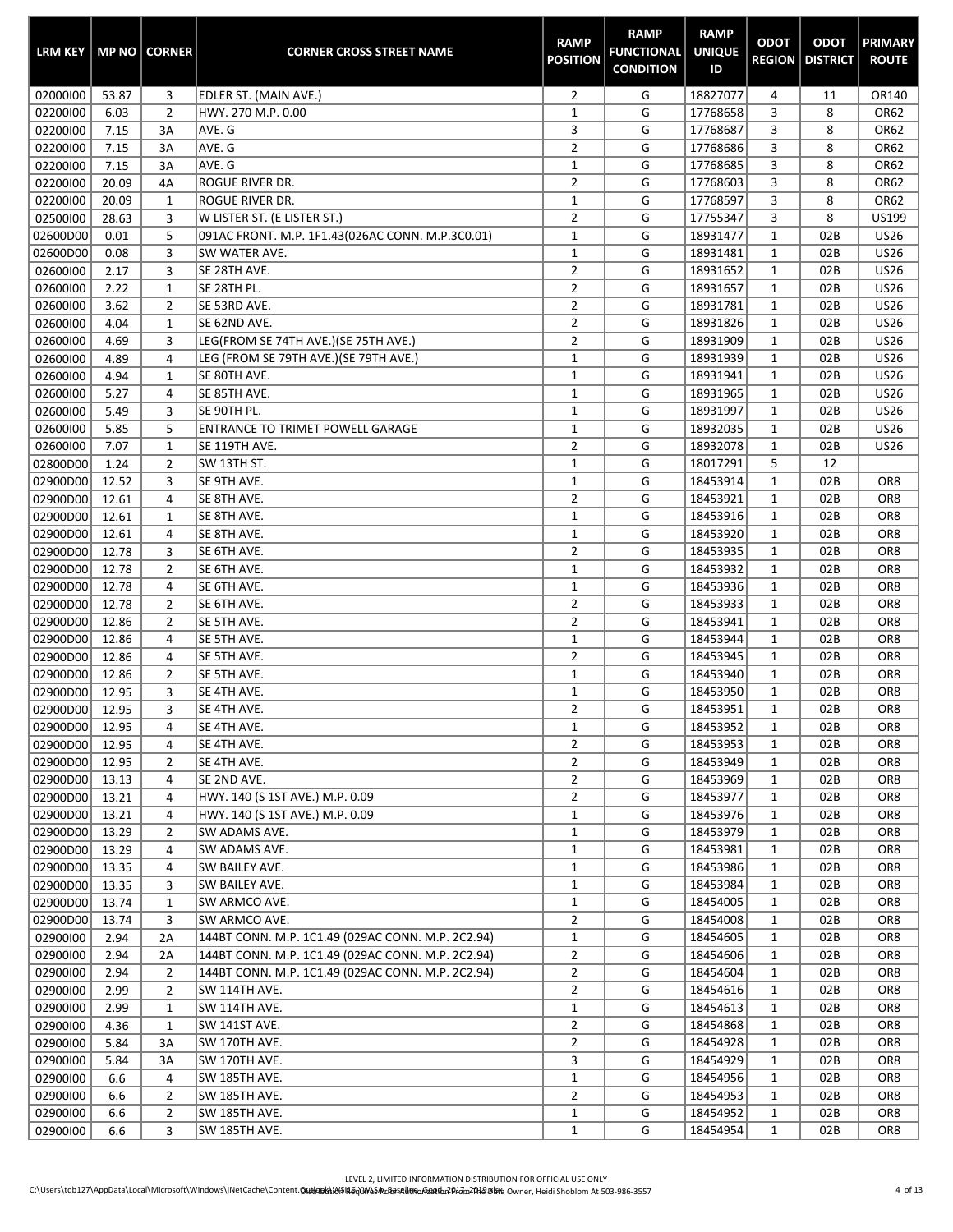| LRM KEY | MP NO | CORNER | CORNER CROSS STREET NAME | RAMP POSITION | RAMP FUNCTIONAL CONDITION | RAMP UNIQUE ID | ODOT REGION | ODOT DISTRICT | PRIMARY ROUTE |
|---|---|---|---|---|---|---|---|---|---|
| 02000I00 | 53.87 | 3 | EDLER ST. (MAIN AVE.) | 2 | G | 18827077 | 4 | 11 | OR140 |
| 02200I00 | 6.03 | 2 | HWY. 270 M.P. 0.00 | 1 | G | 17768658 | 3 | 8 | OR62 |
| 02200I00 | 7.15 | 3A | AVE. G | 3 | G | 17768687 | 3 | 8 | OR62 |
| 02200I00 | 7.15 | 3A | AVE. G | 2 | G | 17768686 | 3 | 8 | OR62 |
| 02200I00 | 7.15 | 3A | AVE. G | 1 | G | 17768685 | 3 | 8 | OR62 |
| 02200I00 | 20.09 | 4A | ROGUE RIVER DR. | 2 | G | 17768603 | 3 | 8 | OR62 |
| 02200I00 | 20.09 | 1 | ROGUE RIVER DR. | 1 | G | 17768597 | 3 | 8 | OR62 |
| 02500I00 | 28.63 | 3 | W LISTER ST. (E LISTER ST.) | 2 | G | 17755347 | 3 | 8 | US199 |
| 02600D00 | 0.01 | 5 | 091AC FRONT. M.P. 1F1.43(026AC CONN. M.P.3C0.01) | 1 | G | 18931477 | 1 | 02B | US26 |
| 02600D00 | 0.08 | 3 | SW WATER AVE. | 1 | G | 18931481 | 1 | 02B | US26 |
| 02600I00 | 2.17 | 3 | SE 28TH AVE. | 2 | G | 18931652 | 1 | 02B | US26 |
| 02600I00 | 2.22 | 1 | SE 28TH PL. | 2 | G | 18931657 | 1 | 02B | US26 |
| 02600I00 | 3.62 | 2 | SE 53RD AVE. | 2 | G | 18931781 | 1 | 02B | US26 |
| 02600I00 | 4.04 | 1 | SE 62ND AVE. | 2 | G | 18931826 | 1 | 02B | US26 |
| 02600I00 | 4.69 | 3 | LEG(FROM SE 74TH AVE.)(SE 75TH AVE.) | 2 | G | 18931909 | 1 | 02B | US26 |
| 02600I00 | 4.89 | 4 | LEG (FROM SE 79TH AVE.)(SE 79TH AVE.) | 1 | G | 18931939 | 1 | 02B | US26 |
| 02600I00 | 4.94 | 1 | SE 80TH AVE. | 1 | G | 18931941 | 1 | 02B | US26 |
| 02600I00 | 5.27 | 4 | SE 85TH AVE. | 1 | G | 18931965 | 1 | 02B | US26 |
| 02600I00 | 5.49 | 3 | SE 90TH PL. | 1 | G | 18931997 | 1 | 02B | US26 |
| 02600I00 | 5.85 | 5 | ENTRANCE TO TRIMET POWELL GARAGE | 1 | G | 18932035 | 1 | 02B | US26 |
| 02600I00 | 7.07 | 1 | SE 119TH AVE. | 2 | G | 18932078 | 1 | 02B | US26 |
| 02800D00 | 1.24 | 2 | SW 13TH ST. | 1 | G | 18017291 | 5 | 12 | |
| 02900D00 | 12.52 | 3 | SE 9TH AVE. | 1 | G | 18453914 | 1 | 02B | OR8 |
| 02900D00 | 12.61 | 4 | SE 8TH AVE. | 2 | G | 18453921 | 1 | 02B | OR8 |
| 02900D00 | 12.61 | 1 | SE 8TH AVE. | 1 | G | 18453916 | 1 | 02B | OR8 |
| 02900D00 | 12.61 | 4 | SE 8TH AVE. | 1 | G | 18453920 | 1 | 02B | OR8 |
| 02900D00 | 12.78 | 3 | SE 6TH AVE. | 2 | G | 18453935 | 1 | 02B | OR8 |
| 02900D00 | 12.78 | 2 | SE 6TH AVE. | 1 | G | 18453932 | 1 | 02B | OR8 |
| 02900D00 | 12.78 | 4 | SE 6TH AVE. | 1 | G | 18453936 | 1 | 02B | OR8 |
| 02900D00 | 12.78 | 2 | SE 6TH AVE. | 2 | G | 18453933 | 1 | 02B | OR8 |
| 02900D00 | 12.86 | 2 | SE 5TH AVE. | 2 | G | 18453941 | 1 | 02B | OR8 |
| 02900D00 | 12.86 | 4 | SE 5TH AVE. | 1 | G | 18453944 | 1 | 02B | OR8 |
| 02900D00 | 12.86 | 4 | SE 5TH AVE. | 2 | G | 18453945 | 1 | 02B | OR8 |
| 02900D00 | 12.86 | 2 | SE 5TH AVE. | 1 | G | 18453940 | 1 | 02B | OR8 |
| 02900D00 | 12.95 | 3 | SE 4TH AVE. | 1 | G | 18453950 | 1 | 02B | OR8 |
| 02900D00 | 12.95 | 3 | SE 4TH AVE. | 2 | G | 18453951 | 1 | 02B | OR8 |
| 02900D00 | 12.95 | 4 | SE 4TH AVE. | 1 | G | 18453952 | 1 | 02B | OR8 |
| 02900D00 | 12.95 | 4 | SE 4TH AVE. | 2 | G | 18453953 | 1 | 02B | OR8 |
| 02900D00 | 12.95 | 2 | SE 4TH AVE. | 2 | G | 18453949 | 1 | 02B | OR8 |
| 02900D00 | 13.13 | 4 | SE 2ND AVE. | 2 | G | 18453969 | 1 | 02B | OR8 |
| 02900D00 | 13.21 | 4 | HWY. 140 (S 1ST AVE.) M.P. 0.09 | 2 | G | 18453977 | 1 | 02B | OR8 |
| 02900D00 | 13.21 | 4 | HWY. 140 (S 1ST AVE.) M.P. 0.09 | 1 | G | 18453976 | 1 | 02B | OR8 |
| 02900D00 | 13.29 | 2 | SW ADAMS AVE. | 1 | G | 18453979 | 1 | 02B | OR8 |
| 02900D00 | 13.29 | 4 | SW ADAMS AVE. | 1 | G | 18453981 | 1 | 02B | OR8 |
| 02900D00 | 13.35 | 4 | SW BAILEY AVE. | 1 | G | 18453986 | 1 | 02B | OR8 |
| 02900D00 | 13.35 | 3 | SW BAILEY AVE. | 1 | G | 18453984 | 1 | 02B | OR8 |
| 02900D00 | 13.74 | 1 | SW ARMCO AVE. | 1 | G | 18454005 | 1 | 02B | OR8 |
| 02900D00 | 13.74 | 3 | SW ARMCO AVE. | 2 | G | 18454008 | 1 | 02B | OR8 |
| 02900I00 | 2.94 | 2A | 144BT CONN. M.P. 1C1.49 (029AC CONN. M.P. 2C2.94) | 1 | G | 18454605 | 1 | 02B | OR8 |
| 02900I00 | 2.94 | 2A | 144BT CONN. M.P. 1C1.49 (029AC CONN. M.P. 2C2.94) | 2 | G | 18454606 | 1 | 02B | OR8 |
| 02900I00 | 2.94 | 2 | 144BT CONN. M.P. 1C1.49 (029AC CONN. M.P. 2C2.94) | 2 | G | 18454604 | 1 | 02B | OR8 |
| 02900I00 | 2.99 | 2 | SW 114TH AVE. | 2 | G | 18454616 | 1 | 02B | OR8 |
| 02900I00 | 2.99 | 1 | SW 114TH AVE. | 1 | G | 18454613 | 1 | 02B | OR8 |
| 02900I00 | 4.36 | 1 | SW 141ST AVE. | 2 | G | 18454868 | 1 | 02B | OR8 |
| 02900I00 | 5.84 | 3A | SW 170TH AVE. | 2 | G | 18454928 | 1 | 02B | OR8 |
| 02900I00 | 5.84 | 3A | SW 170TH AVE. | 3 | G | 18454929 | 1 | 02B | OR8 |
| 02900I00 | 6.6 | 4 | SW 185TH AVE. | 1 | G | 18454956 | 1 | 02B | OR8 |
| 02900I00 | 6.6 | 2 | SW 185TH AVE. | 2 | G | 18454953 | 1 | 02B | OR8 |
| 02900I00 | 6.6 | 2 | SW 185TH AVE. | 1 | G | 18454952 | 1 | 02B | OR8 |
| 02900I00 | 6.6 | 3 | SW 185TH AVE. | 1 | G | 18454954 | 1 | 02B | OR8 |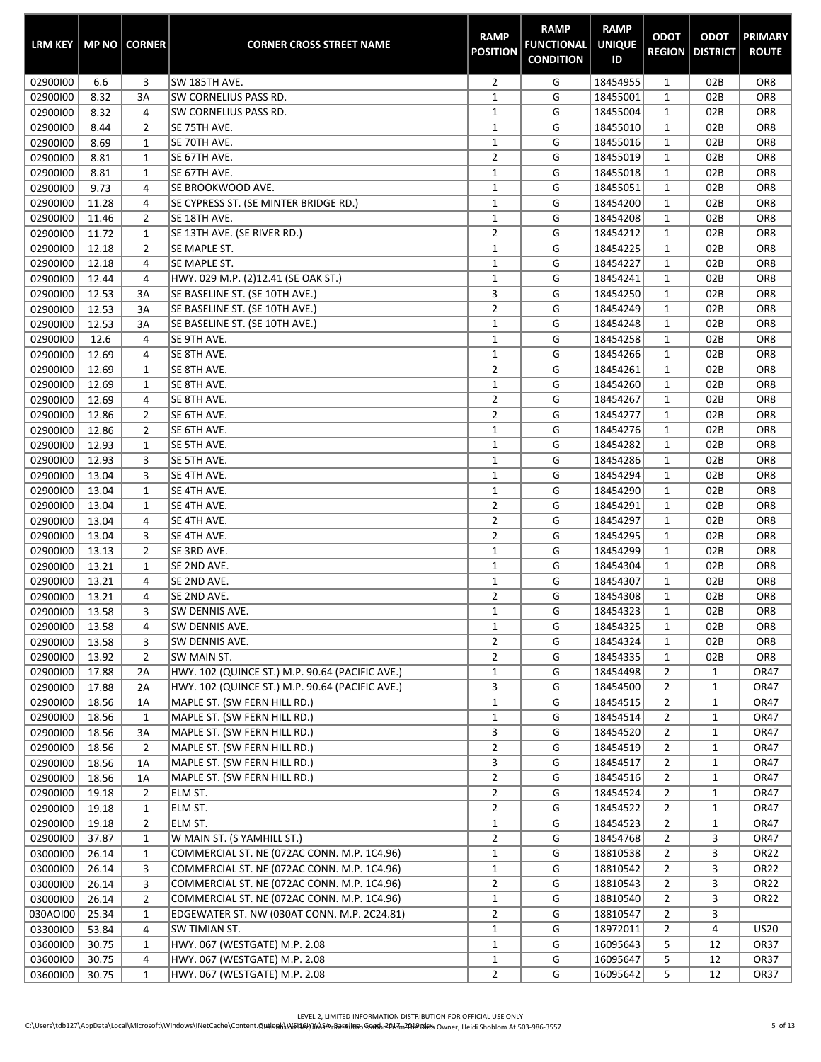| LRM KEY | MP NO | CORNER | CORNER CROSS STREET NAME | RAMP POSITION | RAMP FUNCTIONAL CONDITION | RAMP UNIQUE ID | ODOT REGION | ODOT DISTRICT | PRIMARY ROUTE |
|---|---|---|---|---|---|---|---|---|---|
| 02900I00 | 6.6 | 3 | SW 185TH AVE. | 2 | G | 18454955 | 1 | 02B | OR8 |
| 02900I00 | 8.32 | 3A | SW CORNELIUS PASS RD. | 1 | G | 18455001 | 1 | 02B | OR8 |
| 02900I00 | 8.32 | 4 | SW CORNELIUS PASS RD. | 1 | G | 18455004 | 1 | 02B | OR8 |
| 02900I00 | 8.44 | 2 | SE 75TH AVE. | 1 | G | 18455010 | 1 | 02B | OR8 |
| 02900I00 | 8.69 | 1 | SE 70TH AVE. | 1 | G | 18455016 | 1 | 02B | OR8 |
| 02900I00 | 8.81 | 1 | SE 67TH AVE. | 2 | G | 18455019 | 1 | 02B | OR8 |
| 02900I00 | 8.81 | 1 | SE 67TH AVE. | 1 | G | 18455018 | 1 | 02B | OR8 |
| 02900I00 | 9.73 | 4 | SE BROOKWOOD AVE. | 1 | G | 18455051 | 1 | 02B | OR8 |
| 02900I00 | 11.28 | 4 | SE CYPRESS ST. (SE MINTER BRIDGE RD.) | 1 | G | 18454200 | 1 | 02B | OR8 |
| 02900I00 | 11.46 | 2 | SE 18TH AVE. | 1 | G | 18454208 | 1 | 02B | OR8 |
| 02900I00 | 11.72 | 1 | SE 13TH AVE. (SE RIVER RD.) | 2 | G | 18454212 | 1 | 02B | OR8 |
| 02900I00 | 12.18 | 2 | SE MAPLE ST. | 1 | G | 18454225 | 1 | 02B | OR8 |
| 02900I00 | 12.18 | 4 | SE MAPLE ST. | 1 | G | 18454227 | 1 | 02B | OR8 |
| 02900I00 | 12.44 | 4 | HWY. 029 M.P. (2)12.41 (SE OAK ST.) | 1 | G | 18454241 | 1 | 02B | OR8 |
| 02900I00 | 12.53 | 3A | SE BASELINE ST. (SE 10TH AVE.) | 3 | G | 18454250 | 1 | 02B | OR8 |
| 02900I00 | 12.53 | 3A | SE BASELINE ST. (SE 10TH AVE.) | 2 | G | 18454249 | 1 | 02B | OR8 |
| 02900I00 | 12.53 | 3A | SE BASELINE ST. (SE 10TH AVE.) | 1 | G | 18454248 | 1 | 02B | OR8 |
| 02900I00 | 12.6 | 4 | SE 9TH AVE. | 1 | G | 18454258 | 1 | 02B | OR8 |
| 02900I00 | 12.69 | 4 | SE 8TH AVE. | 1 | G | 18454266 | 1 | 02B | OR8 |
| 02900I00 | 12.69 | 1 | SE 8TH AVE. | 2 | G | 18454261 | 1 | 02B | OR8 |
| 02900I00 | 12.69 | 1 | SE 8TH AVE. | 1 | G | 18454260 | 1 | 02B | OR8 |
| 02900I00 | 12.69 | 4 | SE 8TH AVE. | 2 | G | 18454267 | 1 | 02B | OR8 |
| 02900I00 | 12.86 | 2 | SE 6TH AVE. | 2 | G | 18454277 | 1 | 02B | OR8 |
| 02900I00 | 12.86 | 2 | SE 6TH AVE. | 1 | G | 18454276 | 1 | 02B | OR8 |
| 02900I00 | 12.93 | 1 | SE 5TH AVE. | 1 | G | 18454282 | 1 | 02B | OR8 |
| 02900I00 | 12.93 | 3 | SE 5TH AVE. | 1 | G | 18454286 | 1 | 02B | OR8 |
| 02900I00 | 13.04 | 3 | SE 4TH AVE. | 1 | G | 18454294 | 1 | 02B | OR8 |
| 02900I00 | 13.04 | 1 | SE 4TH AVE. | 1 | G | 18454290 | 1 | 02B | OR8 |
| 02900I00 | 13.04 | 1 | SE 4TH AVE. | 2 | G | 18454291 | 1 | 02B | OR8 |
| 02900I00 | 13.04 | 4 | SE 4TH AVE. | 2 | G | 18454297 | 1 | 02B | OR8 |
| 02900I00 | 13.04 | 3 | SE 4TH AVE. | 2 | G | 18454295 | 1 | 02B | OR8 |
| 02900I00 | 13.13 | 2 | SE 3RD AVE. | 1 | G | 18454299 | 1 | 02B | OR8 |
| 02900I00 | 13.21 | 1 | SE 2ND AVE. | 1 | G | 18454304 | 1 | 02B | OR8 |
| 02900I00 | 13.21 | 4 | SE 2ND AVE. | 1 | G | 18454307 | 1 | 02B | OR8 |
| 02900I00 | 13.21 | 4 | SE 2ND AVE. | 2 | G | 18454308 | 1 | 02B | OR8 |
| 02900I00 | 13.58 | 3 | SW DENNIS AVE. | 1 | G | 18454323 | 1 | 02B | OR8 |
| 02900I00 | 13.58 | 4 | SW DENNIS AVE. | 1 | G | 18454325 | 1 | 02B | OR8 |
| 02900I00 | 13.58 | 3 | SW DENNIS AVE. | 2 | G | 18454324 | 1 | 02B | OR8 |
| 02900I00 | 13.92 | 2 | SW MAIN ST. | 2 | G | 18454335 | 1 | 02B | OR8 |
| 02900I00 | 17.88 | 2A | HWY. 102 (QUINCE ST.) M.P. 90.64 (PACIFIC AVE.) | 1 | G | 18454498 | 2 | 1 | OR47 |
| 02900I00 | 17.88 | 2A | HWY. 102 (QUINCE ST.) M.P. 90.64 (PACIFIC AVE.) | 3 | G | 18454500 | 2 | 1 | OR47 |
| 02900I00 | 18.56 | 1A | MAPLE ST. (SW FERN HILL RD.) | 1 | G | 18454515 | 2 | 1 | OR47 |
| 02900I00 | 18.56 | 1 | MAPLE ST. (SW FERN HILL RD.) | 1 | G | 18454514 | 2 | 1 | OR47 |
| 02900I00 | 18.56 | 3A | MAPLE ST. (SW FERN HILL RD.) | 3 | G | 18454520 | 2 | 1 | OR47 |
| 02900I00 | 18.56 | 2 | MAPLE ST. (SW FERN HILL RD.) | 2 | G | 18454519 | 2 | 1 | OR47 |
| 02900I00 | 18.56 | 1A | MAPLE ST. (SW FERN HILL RD.) | 3 | G | 18454517 | 2 | 1 | OR47 |
| 02900I00 | 18.56 | 1A | MAPLE ST. (SW FERN HILL RD.) | 2 | G | 18454516 | 2 | 1 | OR47 |
| 02900I00 | 19.18 | 2 | ELM ST. | 2 | G | 18454524 | 2 | 1 | OR47 |
| 02900I00 | 19.18 | 1 | ELM ST. | 2 | G | 18454522 | 2 | 1 | OR47 |
| 02900I00 | 19.18 | 2 | ELM ST. | 1 | G | 18454523 | 2 | 1 | OR47 |
| 02900I00 | 37.87 | 1 | W MAIN ST. (S YAMHILL ST.) | 2 | G | 18454768 | 2 | 3 | OR47 |
| 03000I00 | 26.14 | 1 | COMMERCIAL ST. NE (072AC CONN. M.P. 1C4.96) | 1 | G | 18810538 | 2 | 3 | OR22 |
| 03000I00 | 26.14 | 3 | COMMERCIAL ST. NE (072AC CONN. M.P. 1C4.96) | 1 | G | 18810542 | 2 | 3 | OR22 |
| 03000I00 | 26.14 | 3 | COMMERCIAL ST. NE (072AC CONN. M.P. 1C4.96) | 2 | G | 18810543 | 2 | 3 | OR22 |
| 03000I00 | 26.14 | 2 | COMMERCIAL ST. NE (072AC CONN. M.P. 1C4.96) | 1 | G | 18810540 | 2 | 3 | OR22 |
| 030AOI00 | 25.34 | 1 | EDGEWATER ST. NW (030AT CONN. M.P. 2C24.81) | 2 | G | 18810547 | 2 | 3 | |
| 03300I00 | 53.84 | 4 | SW TIMIAN ST. | 1 | G | 18972011 | 2 | 4 | US20 |
| 03600I00 | 30.75 | 1 | HWY. 067 (WESTGATE) M.P. 2.08 | 1 | G | 16095643 | 5 | 12 | OR37 |
| 03600I00 | 30.75 | 4 | HWY. 067 (WESTGATE) M.P. 2.08 | 1 | G | 16095647 | 5 | 12 | OR37 |
| 03600I00 | 30.75 | 1 | HWY. 067 (WESTGATE) M.P. 2.08 | 2 | G | 16095642 | 5 | 12 | OR37 |

LEVEL 2, LIMITED INFORMATION DISTRIBUTION FOR OFFICIAL USE ONLY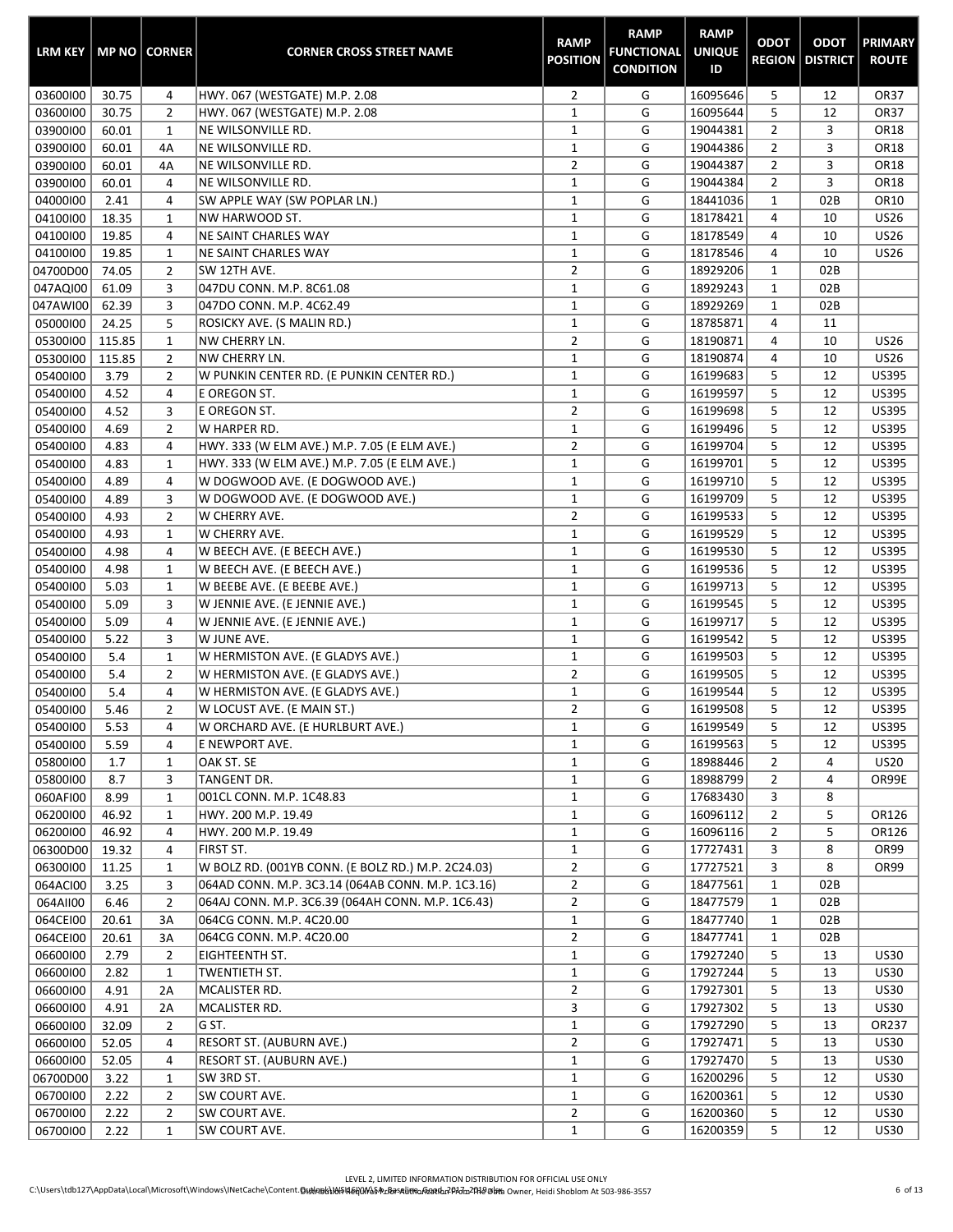| LRM KEY | MP NO | CORNER | CORNER CROSS STREET NAME | RAMP POSITION | RAMP FUNCTIONAL CONDITION | RAMP UNIQUE ID | ODOT REGION | ODOT DISTRICT | PRIMARY ROUTE |
|---|---|---|---|---|---|---|---|---|---|
| 03600I00 | 30.75 | 4 | HWY. 067 (WESTGATE) M.P. 2.08 | 2 | G | 16095646 | 5 | 12 | OR37 |
| 03600I00 | 30.75 | 2 | HWY. 067 (WESTGATE) M.P. 2.08 | 1 | G | 16095644 | 5 | 12 | OR37 |
| 03900I00 | 60.01 | 1 | NE WILSONVILLE RD. | 1 | G | 19044381 | 2 | 3 | OR18 |
| 03900I00 | 60.01 | 4A | NE WILSONVILLE RD. | 1 | G | 19044386 | 2 | 3 | OR18 |
| 03900I00 | 60.01 | 4A | NE WILSONVILLE RD. | 2 | G | 19044387 | 2 | 3 | OR18 |
| 03900I00 | 60.01 | 4 | NE WILSONVILLE RD. | 1 | G | 19044384 | 2 | 3 | OR18 |
| 04000I00 | 2.41 | 4 | SW APPLE WAY (SW POPLAR LN.) | 1 | G | 18441036 | 1 | 02B | OR10 |
| 04100I00 | 18.35 | 1 | NW HARWOOD ST. | 1 | G | 18178421 | 4 | 10 | US26 |
| 04100I00 | 19.85 | 4 | NE SAINT CHARLES WAY | 1 | G | 18178549 | 4 | 10 | US26 |
| 04100I00 | 19.85 | 1 | NE SAINT CHARLES WAY | 1 | G | 18178546 | 4 | 10 | US26 |
| 04700D00 | 74.05 | 2 | SW 12TH AVE. | 2 | G | 18929206 | 1 | 02B | |
| 047AQI00 | 61.09 | 3 | 047DU CONN. M.P. 8C61.08 | 1 | G | 18929243 | 1 | 02B | |
| 047AWI00 | 62.39 | 3 | 047DO CONN. M.P. 4C62.49 | 1 | G | 18929269 | 1 | 02B | |
| 05000I00 | 24.25 | 5 | ROSICKY AVE. (S MALIN RD.) | 1 | G | 18785871 | 4 | 11 | |
| 05300I00 | 115.85 | 1 | NW CHERRY LN. | 2 | G | 18190871 | 4 | 10 | US26 |
| 05300I00 | 115.85 | 2 | NW CHERRY LN. | 1 | G | 18190874 | 4 | 10 | US26 |
| 05400I00 | 3.79 | 2 | W PUNKIN CENTER RD. (E PUNKIN CENTER RD.) | 1 | G | 16199683 | 5 | 12 | US395 |
| 05400I00 | 4.52 | 4 | E OREGON ST. | 1 | G | 16199597 | 5 | 12 | US395 |
| 05400I00 | 4.52 | 3 | E OREGON ST. | 2 | G | 16199698 | 5 | 12 | US395 |
| 05400I00 | 4.69 | 2 | W HARPER RD. | 1 | G | 16199496 | 5 | 12 | US395 |
| 05400I00 | 4.83 | 4 | HWY. 333 (W ELM AVE.) M.P. 7.05 (E ELM AVE.) | 2 | G | 16199704 | 5 | 12 | US395 |
| 05400I00 | 4.83 | 1 | HWY. 333 (W ELM AVE.) M.P. 7.05 (E ELM AVE.) | 1 | G | 16199701 | 5 | 12 | US395 |
| 05400I00 | 4.89 | 4 | W DOGWOOD AVE. (E DOGWOOD AVE.) | 1 | G | 16199710 | 5 | 12 | US395 |
| 05400I00 | 4.89 | 3 | W DOGWOOD AVE. (E DOGWOOD AVE.) | 1 | G | 16199709 | 5 | 12 | US395 |
| 05400I00 | 4.93 | 2 | W CHERRY AVE. | 2 | G | 16199533 | 5 | 12 | US395 |
| 05400I00 | 4.93 | 1 | W CHERRY AVE. | 1 | G | 16199529 | 5 | 12 | US395 |
| 05400I00 | 4.98 | 4 | W BEECH AVE. (E BEECH AVE.) | 1 | G | 16199530 | 5 | 12 | US395 |
| 05400I00 | 4.98 | 1 | W BEECH AVE. (E BEECH AVE.) | 1 | G | 16199536 | 5 | 12 | US395 |
| 05400I00 | 5.03 | 1 | W BEEBE AVE. (E BEEBE AVE.) | 1 | G | 16199713 | 5 | 12 | US395 |
| 05400I00 | 5.09 | 3 | W JENNIE AVE. (E JENNIE AVE.) | 1 | G | 16199545 | 5 | 12 | US395 |
| 05400I00 | 5.09 | 4 | W JENNIE AVE. (E JENNIE AVE.) | 1 | G | 16199717 | 5 | 12 | US395 |
| 05400I00 | 5.22 | 3 | W JUNE AVE. | 1 | G | 16199542 | 5 | 12 | US395 |
| 05400I00 | 5.4 | 1 | W HERMISTON AVE. (E GLADYS AVE.) | 1 | G | 16199503 | 5 | 12 | US395 |
| 05400I00 | 5.4 | 2 | W HERMISTON AVE. (E GLADYS AVE.) | 2 | G | 16199505 | 5 | 12 | US395 |
| 05400I00 | 5.4 | 4 | W HERMISTON AVE. (E GLADYS AVE.) | 1 | G | 16199544 | 5 | 12 | US395 |
| 05400I00 | 5.46 | 2 | W LOCUST AVE. (E MAIN ST.) | 2 | G | 16199508 | 5 | 12 | US395 |
| 05400I00 | 5.53 | 4 | W ORCHARD AVE. (E HURLBURT AVE.) | 1 | G | 16199549 | 5 | 12 | US395 |
| 05400I00 | 5.59 | 4 | E NEWPORT AVE. | 1 | G | 16199563 | 5 | 12 | US395 |
| 05800I00 | 1.7 | 1 | OAK ST. SE | 1 | G | 18988446 | 2 | 4 | US20 |
| 05800I00 | 8.7 | 3 | TANGENT DR. | 1 | G | 18988799 | 2 | 4 | OR99E |
| 060AFI00 | 8.99 | 1 | 001CL CONN. M.P. 1C48.83 | 1 | G | 17683430 | 3 | 8 | |
| 06200I00 | 46.92 | 1 | HWY. 200 M.P. 19.49 | 1 | G | 16096112 | 2 | 5 | OR126 |
| 06200I00 | 46.92 | 4 | HWY. 200 M.P. 19.49 | 1 | G | 16096116 | 2 | 5 | OR126 |
| 06300D00 | 19.32 | 4 | FIRST ST. | 1 | G | 17727431 | 3 | 8 | OR99 |
| 06300I00 | 11.25 | 1 | W BOLZ RD. (001YB CONN. (E BOLZ RD.) M.P. 2C24.03) | 2 | G | 17727521 | 3 | 8 | OR99 |
| 064ACI00 | 3.25 | 3 | 064AD CONN. M.P. 3C3.14 (064AB CONN. M.P. 1C3.16) | 2 | G | 18477561 | 1 | 02B | |
| 064AII00 | 6.46 | 2 | 064AJ CONN. M.P. 3C6.39 (064AH CONN. M.P. 1C6.43) | 2 | G | 18477579 | 1 | 02B | |
| 064CEI00 | 20.61 | 3A | 064CG CONN. M.P. 4C20.00 | 1 | G | 18477740 | 1 | 02B | |
| 064CEI00 | 20.61 | 3A | 064CG CONN. M.P. 4C20.00 | 2 | G | 18477741 | 1 | 02B | |
| 06600I00 | 2.79 | 2 | EIGHTEENTH ST. | 1 | G | 17927240 | 5 | 13 | US30 |
| 06600I00 | 2.82 | 1 | TWENTIETH ST. | 1 | G | 17927244 | 5 | 13 | US30 |
| 06600I00 | 4.91 | 2A | MCALISTER RD. | 2 | G | 17927301 | 5 | 13 | US30 |
| 06600I00 | 4.91 | 2A | MCALISTER RD. | 3 | G | 17927302 | 5 | 13 | US30 |
| 06600I00 | 32.09 | 2 | G ST. | 1 | G | 17927290 | 5 | 13 | OR237 |
| 06600I00 | 52.05 | 4 | RESORT ST. (AUBURN AVE.) | 2 | G | 17927471 | 5 | 13 | US30 |
| 06600I00 | 52.05 | 4 | RESORT ST. (AUBURN AVE.) | 1 | G | 17927470 | 5 | 13 | US30 |
| 06700D00 | 3.22 | 1 | SW 3RD ST. | 1 | G | 16200296 | 5 | 12 | US30 |
| 06700I00 | 2.22 | 2 | SW COURT AVE. | 1 | G | 16200361 | 5 | 12 | US30 |
| 06700I00 | 2.22 | 2 | SW COURT AVE. | 2 | G | 16200360 | 5 | 12 | US30 |
| 06700I00 | 2.22 | 1 | SW COURT AVE. | 1 | G | 16200359 | 5 | 12 | US30 |

LEVEL 2, LIMITED INFORMATION DISTRIBUTION FOR OFFICIAL USE ONLY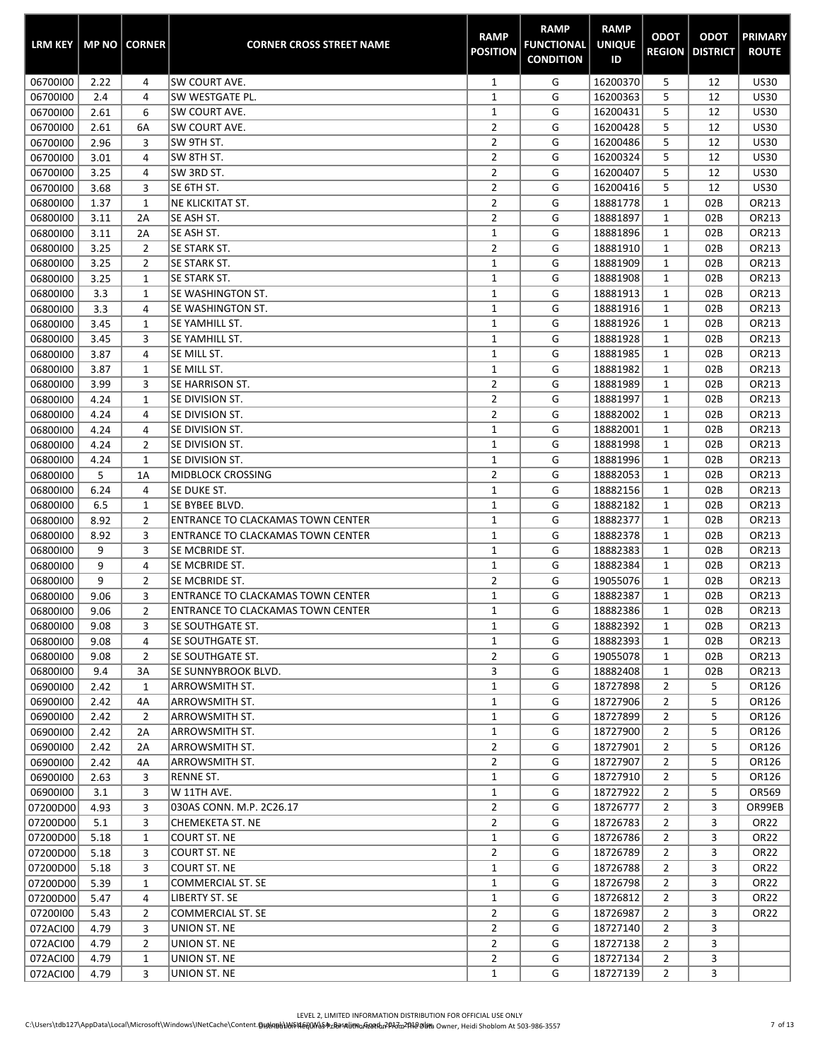| LRM KEY | MP NO | CORNER | CORNER CROSS STREET NAME | RAMP POSITION | RAMP FUNCTIONAL CONDITION | RAMP UNIQUE ID | ODOT REGION | ODOT DISTRICT | PRIMARY ROUTE |
|---|---|---|---|---|---|---|---|---|---|
| 06700I00 | 2.22 | 4 | SW COURT AVE. | 1 | G | 16200370 | 5 | 12 | US30 |
| 06700I00 | 2.4 | 4 | SW WESTGATE PL. | 1 | G | 16200363 | 5 | 12 | US30 |
| 06700I00 | 2.61 | 6 | SW COURT AVE. | 1 | G | 16200431 | 5 | 12 | US30 |
| 06700I00 | 2.61 | 6A | SW COURT AVE. | 2 | G | 16200428 | 5 | 12 | US30 |
| 06700I00 | 2.96 | 3 | SW 9TH ST. | 2 | G | 16200486 | 5 | 12 | US30 |
| 06700I00 | 3.01 | 4 | SW 8TH ST. | 2 | G | 16200324 | 5 | 12 | US30 |
| 06700I00 | 3.25 | 4 | SW 3RD ST. | 2 | G | 16200407 | 5 | 12 | US30 |
| 06700I00 | 3.68 | 3 | SE 6TH ST. | 2 | G | 16200416 | 5 | 12 | US30 |
| 06800I00 | 1.37 | 1 | NE KLICKITAT ST. | 2 | G | 18881778 | 1 | 02B | OR213 |
| 06800I00 | 3.11 | 2A | SE ASH ST. | 2 | G | 18881897 | 1 | 02B | OR213 |
| 06800I00 | 3.11 | 2A | SE ASH ST. | 1 | G | 18881896 | 1 | 02B | OR213 |
| 06800I00 | 3.25 | 2 | SE STARK ST. | 2 | G | 18881910 | 1 | 02B | OR213 |
| 06800I00 | 3.25 | 2 | SE STARK ST. | 1 | G | 18881909 | 1 | 02B | OR213 |
| 06800I00 | 3.25 | 1 | SE STARK ST. | 1 | G | 18881908 | 1 | 02B | OR213 |
| 06800I00 | 3.3 | 1 | SE WASHINGTON ST. | 1 | G | 18881913 | 1 | 02B | OR213 |
| 06800I00 | 3.3 | 4 | SE WASHINGTON ST. | 1 | G | 18881916 | 1 | 02B | OR213 |
| 06800I00 | 3.45 | 1 | SE YAMHILL ST. | 1 | G | 18881926 | 1 | 02B | OR213 |
| 06800I00 | 3.45 | 3 | SE YAMHILL ST. | 1 | G | 18881928 | 1 | 02B | OR213 |
| 06800I00 | 3.87 | 4 | SE MILL ST. | 1 | G | 18881985 | 1 | 02B | OR213 |
| 06800I00 | 3.87 | 1 | SE MILL ST. | 1 | G | 18881982 | 1 | 02B | OR213 |
| 06800I00 | 3.99 | 3 | SE HARRISON ST. | 2 | G | 18881989 | 1 | 02B | OR213 |
| 06800I00 | 4.24 | 1 | SE DIVISION ST. | 2 | G | 18881997 | 1 | 02B | OR213 |
| 06800I00 | 4.24 | 4 | SE DIVISION ST. | 2 | G | 18882002 | 1 | 02B | OR213 |
| 06800I00 | 4.24 | 4 | SE DIVISION ST. | 1 | G | 18882001 | 1 | 02B | OR213 |
| 06800I00 | 4.24 | 2 | SE DIVISION ST. | 1 | G | 18881998 | 1 | 02B | OR213 |
| 06800I00 | 4.24 | 1 | SE DIVISION ST. | 1 | G | 18881996 | 1 | 02B | OR213 |
| 06800I00 | 5 | 1A | MIDBLOCK CROSSING | 2 | G | 18882053 | 1 | 02B | OR213 |
| 06800I00 | 6.24 | 4 | SE DUKE ST. | 1 | G | 18882156 | 1 | 02B | OR213 |
| 06800I00 | 6.5 | 1 | SE BYBEE BLVD. | 1 | G | 18882182 | 1 | 02B | OR213 |
| 06800I00 | 8.92 | 2 | ENTRANCE TO CLACKAMAS TOWN CENTER | 1 | G | 18882377 | 1 | 02B | OR213 |
| 06800I00 | 8.92 | 3 | ENTRANCE TO CLACKAMAS TOWN CENTER | 1 | G | 18882378 | 1 | 02B | OR213 |
| 06800I00 | 9 | 3 | SE MCBRIDE ST. | 1 | G | 18882383 | 1 | 02B | OR213 |
| 06800I00 | 9 | 4 | SE MCBRIDE ST. | 1 | G | 18882384 | 1 | 02B | OR213 |
| 06800I00 | 9 | 2 | SE MCBRIDE ST. | 2 | G | 19055076 | 1 | 02B | OR213 |
| 06800I00 | 9.06 | 3 | ENTRANCE TO CLACKAMAS TOWN CENTER | 1 | G | 18882387 | 1 | 02B | OR213 |
| 06800I00 | 9.06 | 2 | ENTRANCE TO CLACKAMAS TOWN CENTER | 1 | G | 18882386 | 1 | 02B | OR213 |
| 06800I00 | 9.08 | 3 | SE SOUTHGATE ST. | 1 | G | 18882392 | 1 | 02B | OR213 |
| 06800I00 | 9.08 | 4 | SE SOUTHGATE ST. | 1 | G | 18882393 | 1 | 02B | OR213 |
| 06800I00 | 9.08 | 2 | SE SOUTHGATE ST. | 2 | G | 19055078 | 1 | 02B | OR213 |
| 06800I00 | 9.4 | 3A | SE SUNNYBROOK BLVD. | 3 | G | 18882408 | 1 | 02B | OR213 |
| 06900I00 | 2.42 | 1 | ARROWSMITH ST. | 1 | G | 18727898 | 2 | 5 | OR126 |
| 06900I00 | 2.42 | 4A | ARROWSMITH ST. | 1 | G | 18727906 | 2 | 5 | OR126 |
| 06900I00 | 2.42 | 2 | ARROWSMITH ST. | 1 | G | 18727899 | 2 | 5 | OR126 |
| 06900I00 | 2.42 | 2A | ARROWSMITH ST. | 1 | G | 18727900 | 2 | 5 | OR126 |
| 06900I00 | 2.42 | 2A | ARROWSMITH ST. | 2 | G | 18727901 | 2 | 5 | OR126 |
| 06900I00 | 2.42 | 4A | ARROWSMITH ST. | 2 | G | 18727907 | 2 | 5 | OR126 |
| 06900I00 | 2.63 | 3 | RENNE ST. | 1 | G | 18727910 | 2 | 5 | OR126 |
| 06900I00 | 3.1 | 3 | W 11TH AVE. | 1 | G | 18727922 | 2 | 5 | OR569 |
| 07200D00 | 4.93 | 3 | 030AS CONN. M.P. 2C26.17 | 2 | G | 18726777 | 2 | 3 | OR99EB |
| 07200D00 | 5.1 | 3 | CHEMEKETA ST. NE | 2 | G | 18726783 | 2 | 3 | OR22 |
| 07200D00 | 5.18 | 1 | COURT ST. NE | 1 | G | 18726786 | 2 | 3 | OR22 |
| 07200D00 | 5.18 | 3 | COURT ST. NE | 2 | G | 18726789 | 2 | 3 | OR22 |
| 07200D00 | 5.18 | 3 | COURT ST. NE | 1 | G | 18726788 | 2 | 3 | OR22 |
| 07200D00 | 5.39 | 1 | COMMERCIAL ST. SE | 1 | G | 18726798 | 2 | 3 | OR22 |
| 07200D00 | 5.47 | 4 | LIBERTY ST. SE | 1 | G | 18726812 | 2 | 3 | OR22 |
| 07200I00 | 5.43 | 2 | COMMERCIAL ST. SE | 2 | G | 18726987 | 2 | 3 | OR22 |
| 072ACI00 | 4.79 | 3 | UNION ST. NE | 2 | G | 18727140 | 2 | 3 | |
| 072ACI00 | 4.79 | 2 | UNION ST. NE | 2 | G | 18727138 | 2 | 3 | |
| 072ACI00 | 4.79 | 1 | UNION ST. NE | 2 | G | 18727134 | 2 | 3 | |
| 072ACI00 | 4.79 | 3 | UNION ST. NE | 1 | G | 18727139 | 2 | 3 | |

LEVEL 2, LIMITED INFORMATION DISTRIBUTION FOR OFFICIAL USE ONLY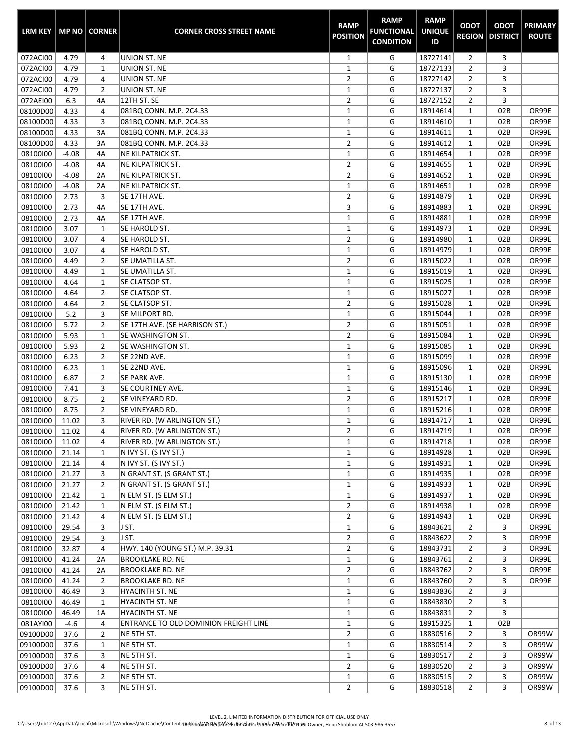| LRM KEY | MP NO | CORNER | CORNER CROSS STREET NAME | RAMP POSITION | RAMP FUNCTIONAL CONDITION | RAMP UNIQUE ID | ODOT REGION | ODOT DISTRICT | PRIMARY ROUTE |
|---|---|---|---|---|---|---|---|---|---|
| 072ACI00 | 4.79 | 4 | UNION ST. NE | 1 | G | 18727141 | 2 | 3 | |
| 072ACI00 | 4.79 | 1 | UNION ST. NE | 1 | G | 18727133 | 2 | 3 | |
| 072ACI00 | 4.79 | 4 | UNION ST. NE | 2 | G | 18727142 | 2 | 3 | |
| 072ACI00 | 4.79 | 2 | UNION ST. NE | 1 | G | 18727137 | 2 | 3 | |
| 072AEI00 | 6.3 | 4A | 12TH ST. SE | 2 | G | 18727152 | 2 | 3 | |
| 08100D00 | 4.33 | 4 | 081BQ CONN. M.P. 2C4.33 | 1 | G | 18914614 | 1 | 02B | OR99E |
| 08100D00 | 4.33 | 3 | 081BQ CONN. M.P. 2C4.33 | 1 | G | 18914610 | 1 | 02B | OR99E |
| 08100D00 | 4.33 | 3A | 081BQ CONN. M.P. 2C4.33 | 1 | G | 18914611 | 1 | 02B | OR99E |
| 08100D00 | 4.33 | 3A | 081BQ CONN. M.P. 2C4.33 | 2 | G | 18914612 | 1 | 02B | OR99E |
| 08100I00 | -4.08 | 4A | NE KILPATRICK ST. | 1 | G | 18914654 | 1 | 02B | OR99E |
| 08100I00 | -4.08 | 4A | NE KILPATRICK ST. | 2 | G | 18914655 | 1 | 02B | OR99E |
| 08100I00 | -4.08 | 2A | NE KILPATRICK ST. | 2 | G | 18914652 | 1 | 02B | OR99E |
| 08100I00 | -4.08 | 2A | NE KILPATRICK ST. | 1 | G | 18914651 | 1 | 02B | OR99E |
| 08100I00 | 2.73 | 3 | SE 17TH AVE. | 2 | G | 18914879 | 1 | 02B | OR99E |
| 08100I00 | 2.73 | 4A | SE 17TH AVE. | 3 | G | 18914883 | 1 | 02B | OR99E |
| 08100I00 | 2.73 | 4A | SE 17TH AVE. | 1 | G | 18914881 | 1 | 02B | OR99E |
| 08100I00 | 3.07 | 1 | SE HAROLD ST. | 1 | G | 18914973 | 1 | 02B | OR99E |
| 08100I00 | 3.07 | 4 | SE HAROLD ST. | 2 | G | 18914980 | 1 | 02B | OR99E |
| 08100I00 | 3.07 | 4 | SE HAROLD ST. | 1 | G | 18914979 | 1 | 02B | OR99E |
| 08100I00 | 4.49 | 2 | SE UMATILLA ST. | 2 | G | 18915022 | 1 | 02B | OR99E |
| 08100I00 | 4.49 | 1 | SE UMATILLA ST. | 1 | G | 18915019 | 1 | 02B | OR99E |
| 08100I00 | 4.64 | 1 | SE CLATSOP ST. | 1 | G | 18915025 | 1 | 02B | OR99E |
| 08100I00 | 4.64 | 2 | SE CLATSOP ST. | 1 | G | 18915027 | 1 | 02B | OR99E |
| 08100I00 | 4.64 | 2 | SE CLATSOP ST. | 2 | G | 18915028 | 1 | 02B | OR99E |
| 08100I00 | 5.2 | 3 | SE MILPORT RD. | 1 | G | 18915044 | 1 | 02B | OR99E |
| 08100I00 | 5.72 | 2 | SE 17TH AVE. (SE HARRISON ST.) | 2 | G | 18915051 | 1 | 02B | OR99E |
| 08100I00 | 5.93 | 1 | SE WASHINGTON ST. | 2 | G | 18915084 | 1 | 02B | OR99E |
| 08100I00 | 5.93 | 2 | SE WASHINGTON ST. | 1 | G | 18915085 | 1 | 02B | OR99E |
| 08100I00 | 6.23 | 2 | SE 22ND AVE. | 1 | G | 18915099 | 1 | 02B | OR99E |
| 08100I00 | 6.23 | 1 | SE 22ND AVE. | 1 | G | 18915096 | 1 | 02B | OR99E |
| 08100I00 | 6.87 | 2 | SE PARK AVE. | 1 | G | 18915130 | 1 | 02B | OR99E |
| 08100I00 | 7.41 | 3 | SE COURTNEY AVE. | 1 | G | 18915146 | 1 | 02B | OR99E |
| 08100I00 | 8.75 | 2 | SE VINEYARD RD. | 2 | G | 18915217 | 1 | 02B | OR99E |
| 08100I00 | 8.75 | 2 | SE VINEYARD RD. | 1 | G | 18915216 | 1 | 02B | OR99E |
| 08100I00 | 11.02 | 3 | RIVER RD. (W ARLINGTON ST.) | 1 | G | 18914717 | 1 | 02B | OR99E |
| 08100I00 | 11.02 | 4 | RIVER RD. (W ARLINGTON ST.) | 2 | G | 18914719 | 1 | 02B | OR99E |
| 08100I00 | 11.02 | 4 | RIVER RD. (W ARLINGTON ST.) | 1 | G | 18914718 | 1 | 02B | OR99E |
| 08100I00 | 21.14 | 1 | N IVY ST. (S IVY ST.) | 1 | G | 18914928 | 1 | 02B | OR99E |
| 08100I00 | 21.14 | 4 | N IVY ST. (S IVY ST.) | 1 | G | 18914931 | 1 | 02B | OR99E |
| 08100I00 | 21.27 | 3 | N GRANT ST. (S GRANT ST.) | 1 | G | 18914935 | 1 | 02B | OR99E |
| 08100I00 | 21.27 | 2 | N GRANT ST. (S GRANT ST.) | 1 | G | 18914933 | 1 | 02B | OR99E |
| 08100I00 | 21.42 | 1 | N ELM ST. (S ELM ST.) | 1 | G | 18914937 | 1 | 02B | OR99E |
| 08100I00 | 21.42 | 1 | N ELM ST. (S ELM ST.) | 2 | G | 18914938 | 1 | 02B | OR99E |
| 08100I00 | 21.42 | 4 | N ELM ST. (S ELM ST.) | 2 | G | 18914943 | 1 | 02B | OR99E |
| 08100I00 | 29.54 | 3 | J ST. | 1 | G | 18843621 | 2 | 3 | OR99E |
| 08100I00 | 29.54 | 3 | J ST. | 2 | G | 18843622 | 2 | 3 | OR99E |
| 08100I00 | 32.87 | 4 | HWY. 140 (YOUNG ST.) M.P. 39.31 | 2 | G | 18843731 | 2 | 3 | OR99E |
| 08100I00 | 41.24 | 2A | BROOKLAKE RD. NE | 1 | G | 18843761 | 2 | 3 | OR99E |
| 08100I00 | 41.24 | 2A | BROOKLAKE RD. NE | 2 | G | 18843762 | 2 | 3 | OR99E |
| 08100I00 | 41.24 | 2 | BROOKLAKE RD. NE | 1 | G | 18843760 | 2 | 3 | OR99E |
| 08100I00 | 46.49 | 3 | HYACINTH ST. NE | 1 | G | 18843836 | 2 | 3 | |
| 08100I00 | 46.49 | 1 | HYACINTH ST. NE | 1 | G | 18843830 | 2 | 3 | |
| 08100I00 | 46.49 | 1A | HYACINTH ST. NE | 1 | G | 18843831 | 2 | 3 | |
| 081AYI00 | -4.6 | 4 | ENTRANCE TO OLD DOMINION FREIGHT LINE | 1 | G | 18915325 | 1 | 02B | |
| 09100D00 | 37.6 | 2 | NE 5TH ST. | 2 | G | 18830516 | 2 | 3 | OR99W |
| 09100D00 | 37.6 | 1 | NE 5TH ST. | 1 | G | 18830514 | 2 | 3 | OR99W |
| 09100D00 | 37.6 | 3 | NE 5TH ST. | 1 | G | 18830517 | 2 | 3 | OR99W |
| 09100D00 | 37.6 | 4 | NE 5TH ST. | 2 | G | 18830520 | 2 | 3 | OR99W |
| 09100D00 | 37.6 | 2 | NE 5TH ST. | 1 | G | 18830515 | 2 | 3 | OR99W |
| 09100D00 | 37.6 | 3 | NE 5TH ST. | 2 | G | 18830518 | 2 | 3 | OR99W |

LEVEL 2, LIMITED INFORMATION DISTRIBUTION FOR OFFICIAL USE ONLY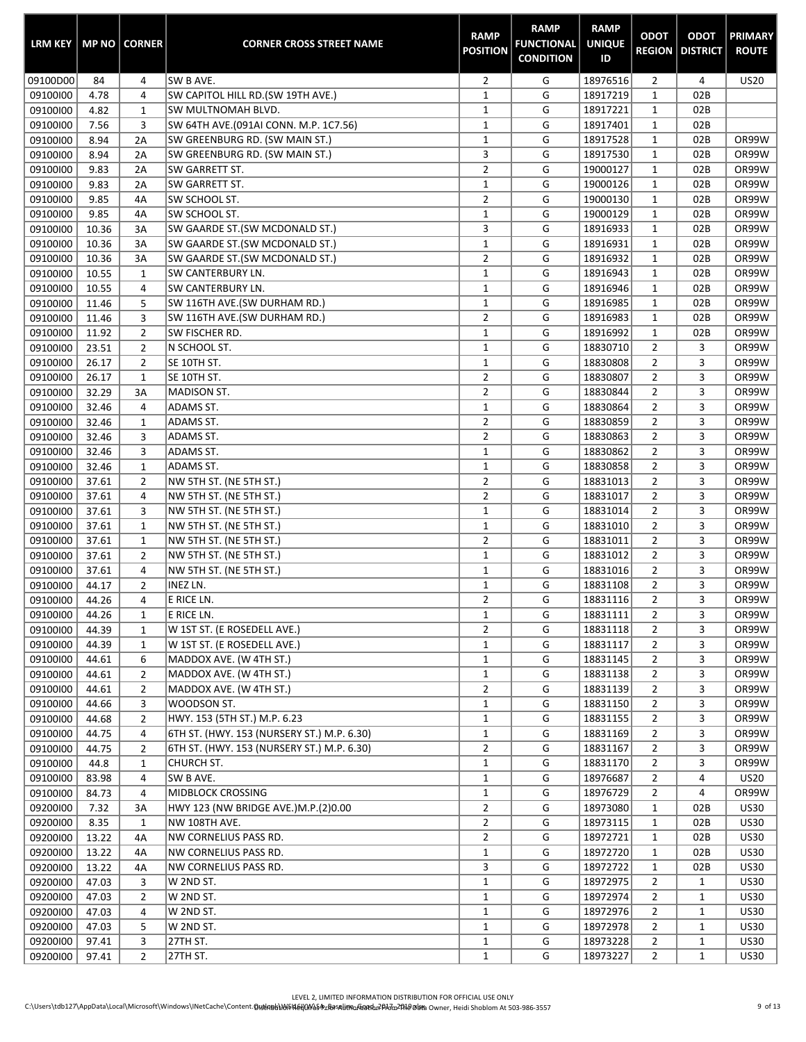| LRM KEY | MP NO | CORNER | CORNER CROSS STREET NAME | RAMP POSITION | RAMP FUNCTIONAL CONDITION | RAMP UNIQUE ID | ODOT REGION | ODOT DISTRICT | PRIMARY ROUTE |
|---|---|---|---|---|---|---|---|---|---|
| 09100D00 | 84 | 4 | SW B AVE. | 2 | G | 18976516 | 2 | 4 | US20 |
| 09100I00 | 4.78 | 4 | SW CAPITOL HILL RD.(SW 19TH AVE.) | 1 | G | 18917219 | 1 | 02B | |
| 09100I00 | 4.82 | 1 | SW MULTNOMAH BLVD. | 1 | G | 18917221 | 1 | 02B | |
| 09100I00 | 7.56 | 3 | SW 64TH AVE.(091AI CONN. M.P. 1C7.56) | 1 | G | 18917401 | 1 | 02B | |
| 09100I00 | 8.94 | 2A | SW GREENBURG RD. (SW MAIN ST.) | 1 | G | 18917528 | 1 | 02B | OR99W |
| 09100I00 | 8.94 | 2A | SW GREENBURG RD. (SW MAIN ST.) | 3 | G | 18917530 | 1 | 02B | OR99W |
| 09100I00 | 9.83 | 2A | SW GARRETT ST. | 2 | G | 19000127 | 1 | 02B | OR99W |
| 09100I00 | 9.83 | 2A | SW GARRETT ST. | 1 | G | 19000126 | 1 | 02B | OR99W |
| 09100I00 | 9.85 | 4A | SW SCHOOL ST. | 2 | G | 19000130 | 1 | 02B | OR99W |
| 09100I00 | 9.85 | 4A | SW SCHOOL ST. | 1 | G | 19000129 | 1 | 02B | OR99W |
| 09100I00 | 10.36 | 3A | SW GAARDE ST.(SW MCDONALD ST.) | 3 | G | 18916933 | 1 | 02B | OR99W |
| 09100I00 | 10.36 | 3A | SW GAARDE ST.(SW MCDONALD ST.) | 1 | G | 18916931 | 1 | 02B | OR99W |
| 09100I00 | 10.36 | 3A | SW GAARDE ST.(SW MCDONALD ST.) | 2 | G | 18916932 | 1 | 02B | OR99W |
| 09100I00 | 10.55 | 1 | SW CANTERBURY LN. | 1 | G | 18916943 | 1 | 02B | OR99W |
| 09100I00 | 10.55 | 4 | SW CANTERBURY LN. | 1 | G | 18916946 | 1 | 02B | OR99W |
| 09100I00 | 11.46 | 5 | SW 116TH AVE.(SW DURHAM RD.) | 1 | G | 18916985 | 1 | 02B | OR99W |
| 09100I00 | 11.46 | 3 | SW 116TH AVE.(SW DURHAM RD.) | 2 | G | 18916983 | 1 | 02B | OR99W |
| 09100I00 | 11.92 | 2 | SW FISCHER RD. | 1 | G | 18916992 | 1 | 02B | OR99W |
| 09100I00 | 23.51 | 2 | N SCHOOL ST. | 1 | G | 18830710 | 2 | 3 | OR99W |
| 09100I00 | 26.17 | 2 | SE 10TH ST. | 1 | G | 18830808 | 2 | 3 | OR99W |
| 09100I00 | 26.17 | 1 | SE 10TH ST. | 2 | G | 18830807 | 2 | 3 | OR99W |
| 09100I00 | 32.29 | 3A | MADISON ST. | 2 | G | 18830844 | 2 | 3 | OR99W |
| 09100I00 | 32.46 | 4 | ADAMS ST. | 1 | G | 18830864 | 2 | 3 | OR99W |
| 09100I00 | 32.46 | 1 | ADAMS ST. | 2 | G | 18830859 | 2 | 3 | OR99W |
| 09100I00 | 32.46 | 3 | ADAMS ST. | 2 | G | 18830863 | 2 | 3 | OR99W |
| 09100I00 | 32.46 | 3 | ADAMS ST. | 1 | G | 18830862 | 2 | 3 | OR99W |
| 09100I00 | 32.46 | 1 | ADAMS ST. | 1 | G | 18830858 | 2 | 3 | OR99W |
| 09100I00 | 37.61 | 2 | NW 5TH ST. (NE 5TH ST.) | 2 | G | 18831013 | 2 | 3 | OR99W |
| 09100I00 | 37.61 | 4 | NW 5TH ST. (NE 5TH ST.) | 2 | G | 18831017 | 2 | 3 | OR99W |
| 09100I00 | 37.61 | 3 | NW 5TH ST. (NE 5TH ST.) | 1 | G | 18831014 | 2 | 3 | OR99W |
| 09100I00 | 37.61 | 1 | NW 5TH ST. (NE 5TH ST.) | 1 | G | 18831010 | 2 | 3 | OR99W |
| 09100I00 | 37.61 | 1 | NW 5TH ST. (NE 5TH ST.) | 2 | G | 18831011 | 2 | 3 | OR99W |
| 09100I00 | 37.61 | 2 | NW 5TH ST. (NE 5TH ST.) | 1 | G | 18831012 | 2 | 3 | OR99W |
| 09100I00 | 37.61 | 4 | NW 5TH ST. (NE 5TH ST.) | 1 | G | 18831016 | 2 | 3 | OR99W |
| 09100I00 | 44.17 | 2 | INEZ LN. | 1 | G | 18831108 | 2 | 3 | OR99W |
| 09100I00 | 44.26 | 4 | E RICE LN. | 2 | G | 18831116 | 2 | 3 | OR99W |
| 09100I00 | 44.26 | 1 | E RICE LN. | 1 | G | 18831111 | 2 | 3 | OR99W |
| 09100I00 | 44.39 | 1 | W 1ST ST. (E ROSEDELL AVE.) | 2 | G | 18831118 | 2 | 3 | OR99W |
| 09100I00 | 44.39 | 1 | W 1ST ST. (E ROSEDELL AVE.) | 1 | G | 18831117 | 2 | 3 | OR99W |
| 09100I00 | 44.61 | 6 | MADDOX AVE. (W 4TH ST.) | 1 | G | 18831145 | 2 | 3 | OR99W |
| 09100I00 | 44.61 | 2 | MADDOX AVE. (W 4TH ST.) | 1 | G | 18831138 | 2 | 3 | OR99W |
| 09100I00 | 44.61 | 2 | MADDOX AVE. (W 4TH ST.) | 2 | G | 18831139 | 2 | 3 | OR99W |
| 09100I00 | 44.66 | 3 | WOODSON ST. | 1 | G | 18831150 | 2 | 3 | OR99W |
| 09100I00 | 44.68 | 2 | HWY. 153 (5TH ST.) M.P. 6.23 | 1 | G | 18831155 | 2 | 3 | OR99W |
| 09100I00 | 44.75 | 4 | 6TH ST. (HWY. 153 (NURSERY ST.) M.P. 6.30) | 1 | G | 18831169 | 2 | 3 | OR99W |
| 09100I00 | 44.75 | 2 | 6TH ST. (HWY. 153 (NURSERY ST.) M.P. 6.30) | 2 | G | 18831167 | 2 | 3 | OR99W |
| 09100I00 | 44.8 | 1 | CHURCH ST. | 1 | G | 18831170 | 2 | 3 | OR99W |
| 09100I00 | 83.98 | 4 | SW B AVE. | 1 | G | 18976687 | 2 | 4 | US20 |
| 09100I00 | 84.73 | 4 | MIDBLOCK CROSSING | 1 | G | 18976729 | 2 | 4 | OR99W |
| 09200I00 | 7.32 | 3A | HWY 123 (NW BRIDGE AVE.)M.P.(2)0.00 | 2 | G | 18973080 | 1 | 02B | US30 |
| 09200I00 | 8.35 | 1 | NW 108TH AVE. | 2 | G | 18973115 | 1 | 02B | US30 |
| 09200I00 | 13.22 | 4A | NW CORNELIUS PASS RD. | 2 | G | 18972721 | 1 | 02B | US30 |
| 09200I00 | 13.22 | 4A | NW CORNELIUS PASS RD. | 1 | G | 18972720 | 1 | 02B | US30 |
| 09200I00 | 13.22 | 4A | NW CORNELIUS PASS RD. | 3 | G | 18972722 | 1 | 02B | US30 |
| 09200I00 | 47.03 | 3 | W 2ND ST. | 1 | G | 18972975 | 2 | 1 | US30 |
| 09200I00 | 47.03 | 2 | W 2ND ST. | 1 | G | 18972974 | 2 | 1 | US30 |
| 09200I00 | 47.03 | 4 | W 2ND ST. | 1 | G | 18972976 | 2 | 1 | US30 |
| 09200I00 | 47.03 | 5 | W 2ND ST. | 1 | G | 18972978 | 2 | 1 | US30 |
| 09200I00 | 97.41 | 3 | 27TH ST. | 1 | G | 18973228 | 2 | 1 | US30 |
| 09200I00 | 97.41 | 2 | 27TH ST. | 1 | G | 18973227 | 2 | 1 | US30 |

LEVEL 2, LIMITED INFORMATION DISTRIBUTION FOR OFFICIAL USE ONLY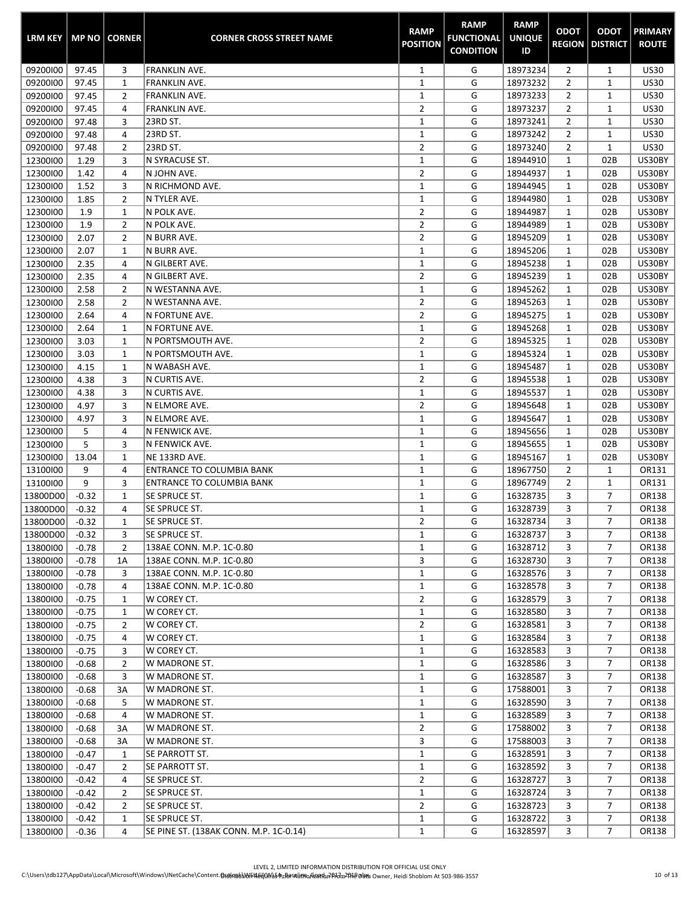| LRM KEY | MP NO | CORNER | CORNER CROSS STREET NAME | RAMP POSITION | RAMP FUNCTIONAL CONDITION | RAMP UNIQUE ID | ODOT REGION | ODOT DISTRICT | PRIMARY ROUTE |
|---|---|---|---|---|---|---|---|---|---|
| 09200I00 | 97.45 | 3 | FRANKLIN AVE. | 1 | G | 18973234 | 2 | 1 | US30 |
| 09200I00 | 97.45 | 1 | FRANKLIN AVE. | 1 | G | 18973232 | 2 | 1 | US30 |
| 09200I00 | 97.45 | 2 | FRANKLIN AVE. | 1 | G | 18973233 | 2 | 1 | US30 |
| 09200I00 | 97.45 | 4 | FRANKLIN AVE. | 2 | G | 18973237 | 2 | 1 | US30 |
| 09200I00 | 97.48 | 3 | 23RD ST. | 1 | G | 18973241 | 2 | 1 | US30 |
| 09200I00 | 97.48 | 4 | 23RD ST. | 1 | G | 18973242 | 2 | 1 | US30 |
| 09200I00 | 97.48 | 2 | 23RD ST. | 2 | G | 18973240 | 2 | 1 | US30 |
| 12300I00 | 1.29 | 3 | N SYRACUSE ST. | 1 | G | 18944910 | 1 | 02B | US30BY |
| 12300I00 | 1.42 | 4 | N JOHN AVE. | 2 | G | 18944937 | 1 | 02B | US30BY |
| 12300I00 | 1.52 | 3 | N RICHMOND AVE. | 1 | G | 18944945 | 1 | 02B | US30BY |
| 12300I00 | 1.85 | 2 | N TYLER AVE. | 1 | G | 18944980 | 1 | 02B | US30BY |
| 12300I00 | 1.9 | 1 | N POLK AVE. | 2 | G | 18944987 | 1 | 02B | US30BY |
| 12300I00 | 1.9 | 2 | N POLK AVE. | 2 | G | 18944989 | 1 | 02B | US30BY |
| 12300I00 | 2.07 | 2 | N BURR AVE. | 2 | G | 18945209 | 1 | 02B | US30BY |
| 12300I00 | 2.07 | 1 | N BURR AVE. | 1 | G | 18945206 | 1 | 02B | US30BY |
| 12300I00 | 2.35 | 4 | N GILBERT AVE. | 1 | G | 18945238 | 1 | 02B | US30BY |
| 12300I00 | 2.35 | 4 | N GILBERT AVE. | 2 | G | 18945239 | 1 | 02B | US30BY |
| 12300I00 | 2.58 | 2 | N WESTANNA AVE. | 1 | G | 18945262 | 1 | 02B | US30BY |
| 12300I00 | 2.58 | 2 | N WESTANNA AVE. | 2 | G | 18945263 | 1 | 02B | US30BY |
| 12300I00 | 2.64 | 4 | N FORTUNE AVE. | 2 | G | 18945275 | 1 | 02B | US30BY |
| 12300I00 | 2.64 | 1 | N FORTUNE AVE. | 1 | G | 18945268 | 1 | 02B | US30BY |
| 12300I00 | 3.03 | 1 | N PORTSMOUTH AVE. | 2 | G | 18945325 | 1 | 02B | US30BY |
| 12300I00 | 3.03 | 1 | N PORTSMOUTH AVE. | 1 | G | 18945324 | 1 | 02B | US30BY |
| 12300I00 | 4.15 | 1 | N WABASH AVE. | 1 | G | 18945487 | 1 | 02B | US30BY |
| 12300I00 | 4.38 | 3 | N CURTIS AVE. | 2 | G | 18945538 | 1 | 02B | US30BY |
| 12300I00 | 4.38 | 3 | N CURTIS AVE. | 1 | G | 18945537 | 1 | 02B | US30BY |
| 12300I00 | 4.97 | 3 | N ELMORE AVE. | 2 | G | 18945648 | 1 | 02B | US30BY |
| 12300I00 | 4.97 | 3 | N ELMORE AVE. | 1 | G | 18945647 | 1 | 02B | US30BY |
| 12300I00 | 5 | 4 | N FENWICK AVE. | 1 | G | 18945656 | 1 | 02B | US30BY |
| 12300I00 | 5 | 3 | N FENWICK AVE. | 1 | G | 18945655 | 1 | 02B | US30BY |
| 12300I00 | 13.04 | 1 | NE 133RD AVE. | 1 | G | 18945167 | 1 | 02B | US30BY |
| 13100I00 | 9 | 4 | ENTRANCE TO COLUMBIA BANK | 1 | G | 18967750 | 2 | 1 | OR131 |
| 13100I00 | 9 | 3 | ENTRANCE TO COLUMBIA BANK | 1 | G | 18967749 | 2 | 1 | OR131 |
| 13800D00 | -0.32 | 1 | SE SPRUCE ST. | 1 | G | 16328735 | 3 | 7 | OR138 |
| 13800D00 | -0.32 | 4 | SE SPRUCE ST. | 1 | G | 16328739 | 3 | 7 | OR138 |
| 13800D00 | -0.32 | 1 | SE SPRUCE ST. | 2 | G | 16328734 | 3 | 7 | OR138 |
| 13800D00 | -0.32 | 3 | SE SPRUCE ST. | 1 | G | 16328737 | 3 | 7 | OR138 |
| 13800I00 | -0.78 | 2 | 138AE CONN. M.P. 1C-0.80 | 1 | G | 16328712 | 3 | 7 | OR138 |
| 13800I00 | -0.78 | 1A | 138AE CONN. M.P. 1C-0.80 | 3 | G | 16328730 | 3 | 7 | OR138 |
| 13800I00 | -0.78 | 3 | 138AE CONN. M.P. 1C-0.80 | 1 | G | 16328576 | 3 | 7 | OR138 |
| 13800I00 | -0.78 | 4 | 138AE CONN. M.P. 1C-0.80 | 1 | G | 16328578 | 3 | 7 | OR138 |
| 13800I00 | -0.75 | 1 | W COREY CT. | 2 | G | 16328579 | 3 | 7 | OR138 |
| 13800I00 | -0.75 | 1 | W COREY CT. | 1 | G | 16328580 | 3 | 7 | OR138 |
| 13800I00 | -0.75 | 2 | W COREY CT. | 2 | G | 16328581 | 3 | 7 | OR138 |
| 13800I00 | -0.75 | 4 | W COREY CT. | 1 | G | 16328584 | 3 | 7 | OR138 |
| 13800I00 | -0.75 | 3 | W COREY CT. | 1 | G | 16328583 | 3 | 7 | OR138 |
| 13800I00 | -0.68 | 2 | W MADRONE ST. | 1 | G | 16328586 | 3 | 7 | OR138 |
| 13800I00 | -0.68 | 3 | W MADRONE ST. | 1 | G | 16328587 | 3 | 7 | OR138 |
| 13800I00 | -0.68 | 3A | W MADRONE ST. | 1 | G | 17588001 | 3 | 7 | OR138 |
| 13800I00 | -0.68 | 5 | W MADRONE ST. | 1 | G | 16328590 | 3 | 7 | OR138 |
| 13800I00 | -0.68 | 4 | W MADRONE ST. | 1 | G | 16328589 | 3 | 7 | OR138 |
| 13800I00 | -0.68 | 3A | W MADRONE ST. | 2 | G | 17588002 | 3 | 7 | OR138 |
| 13800I00 | -0.68 | 3A | W MADRONE ST. | 3 | G | 17588003 | 3 | 7 | OR138 |
| 13800I00 | -0.47 | 1 | SE PARROTT ST. | 1 | G | 16328591 | 3 | 7 | OR138 |
| 13800I00 | -0.47 | 2 | SE PARROTT ST. | 1 | G | 16328592 | 3 | 7 | OR138 |
| 13800I00 | -0.42 | 4 | SE SPRUCE ST. | 2 | G | 16328727 | 3 | 7 | OR138 |
| 13800I00 | -0.42 | 2 | SE SPRUCE ST. | 1 | G | 16328724 | 3 | 7 | OR138 |
| 13800I00 | -0.42 | 2 | SE SPRUCE ST. | 2 | G | 16328723 | 3 | 7 | OR138 |
| 13800I00 | -0.42 | 1 | SE SPRUCE ST. | 1 | G | 16328722 | 3 | 7 | OR138 |
| 13800I00 | -0.36 | 4 | SE PINE ST. (138AK CONN. M.P. 1C-0.14) | 1 | G | 16328597 | 3 | 7 | OR138 |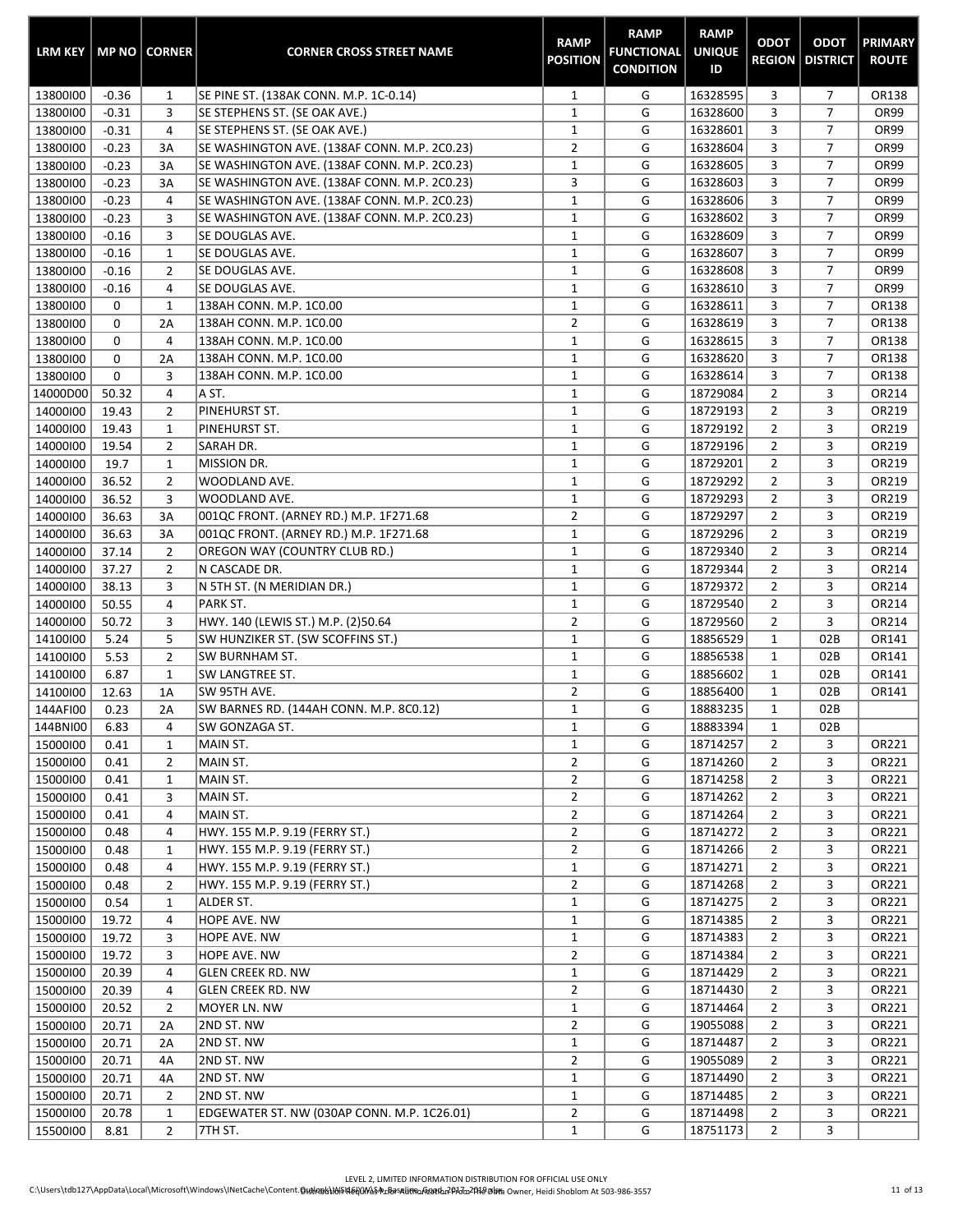| LRM KEY | MP NO | CORNER | CORNER CROSS STREET NAME | RAMP POSITION | RAMP FUNCTIONAL CONDITION | RAMP UNIQUE ID | ODOT REGION | ODOT DISTRICT | PRIMARY ROUTE |
|---|---|---|---|---|---|---|---|---|---|
| 13800I00 | -0.36 | 1 | SE PINE ST. (138AK CONN. M.P. 1C-0.14) | 1 | G | 16328595 | 3 | 7 | OR138 |
| 13800I00 | -0.31 | 3 | SE STEPHENS ST. (SE OAK AVE.) | 1 | G | 16328600 | 3 | 7 | OR99 |
| 13800I00 | -0.31 | 4 | SE STEPHENS ST. (SE OAK AVE.) | 1 | G | 16328601 | 3 | 7 | OR99 |
| 13800I00 | -0.23 | 3A | SE WASHINGTON AVE. (138AF CONN. M.P. 2C0.23) | 2 | G | 16328604 | 3 | 7 | OR99 |
| 13800I00 | -0.23 | 3A | SE WASHINGTON AVE. (138AF CONN. M.P. 2C0.23) | 1 | G | 16328605 | 3 | 7 | OR99 |
| 13800I00 | -0.23 | 3A | SE WASHINGTON AVE. (138AF CONN. M.P. 2C0.23) | 3 | G | 16328603 | 3 | 7 | OR99 |
| 13800I00 | -0.23 | 4 | SE WASHINGTON AVE. (138AF CONN. M.P. 2C0.23) | 1 | G | 16328606 | 3 | 7 | OR99 |
| 13800I00 | -0.23 | 3 | SE WASHINGTON AVE. (138AF CONN. M.P. 2C0.23) | 1 | G | 16328602 | 3 | 7 | OR99 |
| 13800I00 | -0.16 | 3 | SE DOUGLAS AVE. | 1 | G | 16328609 | 3 | 7 | OR99 |
| 13800I00 | -0.16 | 1 | SE DOUGLAS AVE. | 1 | G | 16328607 | 3 | 7 | OR99 |
| 13800I00 | -0.16 | 2 | SE DOUGLAS AVE. | 1 | G | 16328608 | 3 | 7 | OR99 |
| 13800I00 | -0.16 | 4 | SE DOUGLAS AVE. | 1 | G | 16328610 | 3 | 7 | OR99 |
| 13800I00 | 0 | 1 | 138AH CONN. M.P. 1C0.00 | 1 | G | 16328611 | 3 | 7 | OR138 |
| 13800I00 | 0 | 2A | 138AH CONN. M.P. 1C0.00 | 2 | G | 16328619 | 3 | 7 | OR138 |
| 13800I00 | 0 | 4 | 138AH CONN. M.P. 1C0.00 | 1 | G | 16328615 | 3 | 7 | OR138 |
| 13800I00 | 0 | 2A | 138AH CONN. M.P. 1C0.00 | 1 | G | 16328620 | 3 | 7 | OR138 |
| 13800I00 | 0 | 3 | 138AH CONN. M.P. 1C0.00 | 1 | G | 16328614 | 3 | 7 | OR138 |
| 14000D00 | 50.32 | 4 | A ST. | 1 | G | 18729084 | 2 | 3 | OR214 |
| 14000I00 | 19.43 | 2 | PINEHURST ST. | 1 | G | 18729193 | 2 | 3 | OR219 |
| 14000I00 | 19.43 | 1 | PINEHURST ST. | 1 | G | 18729192 | 2 | 3 | OR219 |
| 14000I00 | 19.54 | 2 | SARAH DR. | 1 | G | 18729196 | 2 | 3 | OR219 |
| 14000I00 | 19.7 | 1 | MISSION DR. | 1 | G | 18729201 | 2 | 3 | OR219 |
| 14000I00 | 36.52 | 2 | WOODLAND AVE. | 1 | G | 18729292 | 2 | 3 | OR219 |
| 14000I00 | 36.52 | 3 | WOODLAND AVE. | 1 | G | 18729293 | 2 | 3 | OR219 |
| 14000I00 | 36.63 | 3A | 001QC FRONT. (ARNEY RD.) M.P. 1F271.68 | 2 | G | 18729297 | 2 | 3 | OR219 |
| 14000I00 | 36.63 | 3A | 001QC FRONT. (ARNEY RD.) M.P. 1F271.68 | 1 | G | 18729296 | 2 | 3 | OR219 |
| 14000I00 | 37.14 | 2 | OREGON WAY (COUNTRY CLUB RD.) | 1 | G | 18729340 | 2 | 3 | OR214 |
| 14000I00 | 37.27 | 2 | N CASCADE DR. | 1 | G | 18729344 | 2 | 3 | OR214 |
| 14000I00 | 38.13 | 3 | N 5TH ST. (N MERIDIAN DR.) | 1 | G | 18729372 | 2 | 3 | OR214 |
| 14000I00 | 50.55 | 4 | PARK ST. | 1 | G | 18729540 | 2 | 3 | OR214 |
| 14000I00 | 50.72 | 3 | HWY. 140 (LEWIS ST.) M.P. (2)50.64 | 2 | G | 18729560 | 2 | 3 | OR214 |
| 14100I00 | 5.24 | 5 | SW HUNZIKER ST. (SW SCOFFINS ST.) | 1 | G | 18856529 | 1 | 02B | OR141 |
| 14100I00 | 5.53 | 2 | SW BURNHAM ST. | 1 | G | 18856538 | 1 | 02B | OR141 |
| 14100I00 | 6.87 | 1 | SW LANGTREE ST. | 1 | G | 18856602 | 1 | 02B | OR141 |
| 14100I00 | 12.63 | 1A | SW 95TH AVE. | 2 | G | 18856400 | 1 | 02B | OR141 |
| 144AFI00 | 0.23 | 2A | SW BARNES RD. (144AH CONN. M.P. 8C0.12) | 1 | G | 18883235 | 1 | 02B | |
| 144BNI00 | 6.83 | 4 | SW GONZAGA ST. | 1 | G | 18883394 | 1 | 02B | |
| 15000I00 | 0.41 | 1 | MAIN ST. | 1 | G | 18714257 | 2 | 3 | OR221 |
| 15000I00 | 0.41 | 2 | MAIN ST. | 2 | G | 18714260 | 2 | 3 | OR221 |
| 15000I00 | 0.41 | 1 | MAIN ST. | 2 | G | 18714258 | 2 | 3 | OR221 |
| 15000I00 | 0.41 | 3 | MAIN ST. | 2 | G | 18714262 | 2 | 3 | OR221 |
| 15000I00 | 0.41 | 4 | MAIN ST. | 2 | G | 18714264 | 2 | 3 | OR221 |
| 15000I00 | 0.48 | 4 | HWY. 155 M.P. 9.19 (FERRY ST.) | 2 | G | 18714272 | 2 | 3 | OR221 |
| 15000I00 | 0.48 | 1 | HWY. 155 M.P. 9.19 (FERRY ST.) | 2 | G | 18714266 | 2 | 3 | OR221 |
| 15000I00 | 0.48 | 4 | HWY. 155 M.P. 9.19 (FERRY ST.) | 1 | G | 18714271 | 2 | 3 | OR221 |
| 15000I00 | 0.48 | 2 | HWY. 155 M.P. 9.19 (FERRY ST.) | 2 | G | 18714268 | 2 | 3 | OR221 |
| 15000I00 | 0.54 | 1 | ALDER ST. | 1 | G | 18714275 | 2 | 3 | OR221 |
| 15000I00 | 19.72 | 4 | HOPE AVE. NW | 1 | G | 18714385 | 2 | 3 | OR221 |
| 15000I00 | 19.72 | 3 | HOPE AVE. NW | 1 | G | 18714383 | 2 | 3 | OR221 |
| 15000I00 | 19.72 | 3 | HOPE AVE. NW | 2 | G | 18714384 | 2 | 3 | OR221 |
| 15000I00 | 20.39 | 4 | GLEN CREEK RD. NW | 1 | G | 18714429 | 2 | 3 | OR221 |
| 15000I00 | 20.39 | 4 | GLEN CREEK RD. NW | 2 | G | 18714430 | 2 | 3 | OR221 |
| 15000I00 | 20.52 | 2 | MOYER LN. NW | 1 | G | 18714464 | 2 | 3 | OR221 |
| 15000I00 | 20.71 | 2A | 2ND ST. NW | 2 | G | 19055088 | 2 | 3 | OR221 |
| 15000I00 | 20.71 | 2A | 2ND ST. NW | 1 | G | 18714487 | 2 | 3 | OR221 |
| 15000I00 | 20.71 | 4A | 2ND ST. NW | 2 | G | 19055089 | 2 | 3 | OR221 |
| 15000I00 | 20.71 | 4A | 2ND ST. NW | 1 | G | 18714490 | 2 | 3 | OR221 |
| 15000I00 | 20.71 | 2 | 2ND ST. NW | 1 | G | 18714485 | 2 | 3 | OR221 |
| 15000I00 | 20.78 | 1 | EDGEWATER ST. NW (030AP CONN. M.P. 1C26.01) | 2 | G | 18714498 | 2 | 3 | OR221 |
| 15500I00 | 8.81 | 2 | 7TH ST. | 1 | G | 18751173 | 2 | 3 | |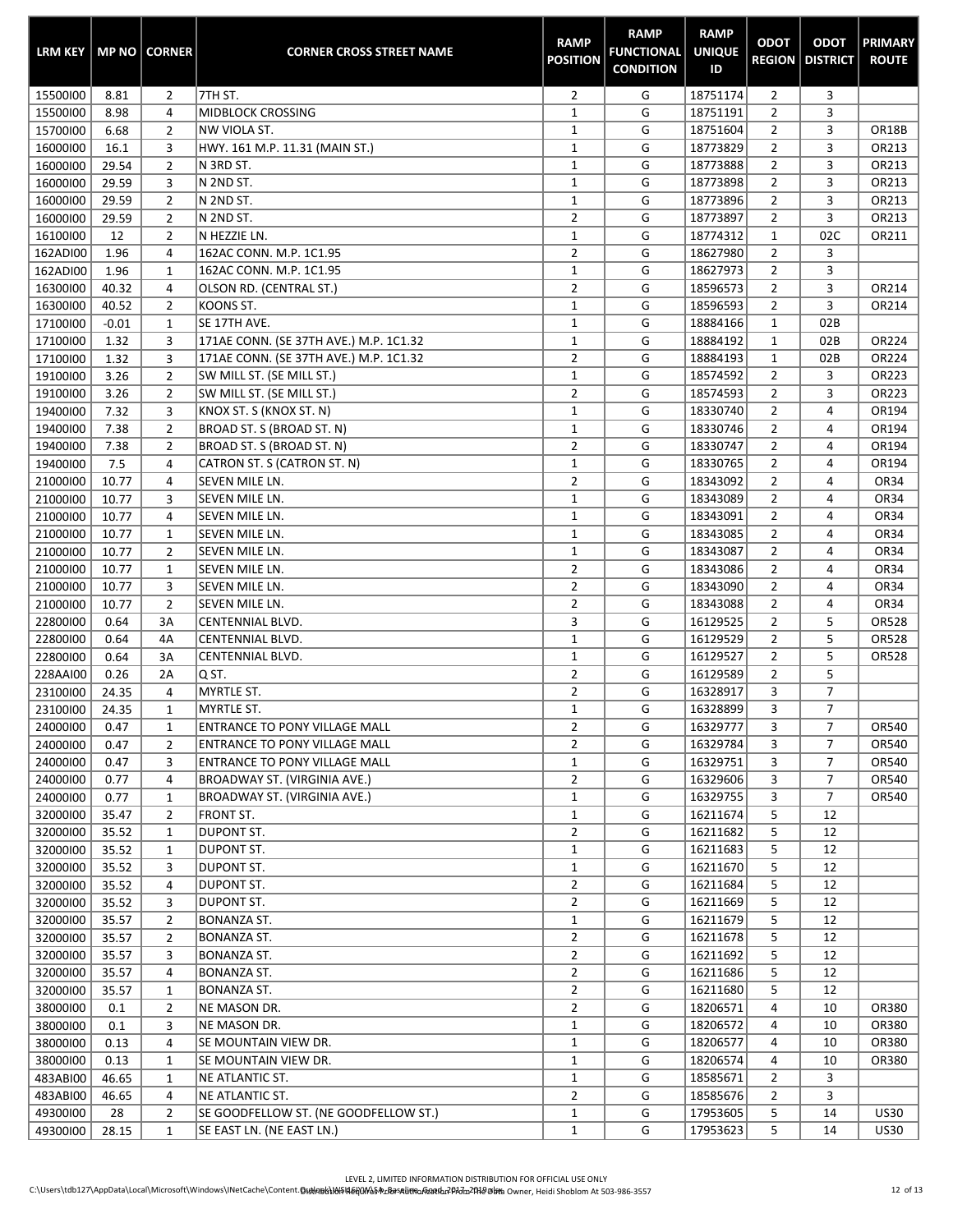| LRM KEY | MP NO | CORNER | CORNER CROSS STREET NAME | RAMP POSITION | RAMP FUNCTIONAL CONDITION | RAMP UNIQUE ID | ODOT REGION | ODOT DISTRICT | PRIMARY ROUTE |
|---|---|---|---|---|---|---|---|---|---|
| 15500I00 | 8.81 | 2 | 7TH ST. | 2 | G | 18751174 | 2 | 3 | |
| 15500I00 | 8.98 | 4 | MIDBLOCK CROSSING | 1 | G | 18751191 | 2 | 3 | |
| 15700I00 | 6.68 | 2 | NW VIOLA ST. | 1 | G | 18751604 | 2 | 3 | OR18B |
| 16000I00 | 16.1 | 3 | HWY. 161 M.P. 11.31 (MAIN ST.) | 1 | G | 18773829 | 2 | 3 | OR213 |
| 16000I00 | 29.54 | 2 | N 3RD ST. | 1 | G | 18773888 | 2 | 3 | OR213 |
| 16000I00 | 29.59 | 3 | N 2ND ST. | 1 | G | 18773898 | 2 | 3 | OR213 |
| 16000I00 | 29.59 | 2 | N 2ND ST. | 1 | G | 18773896 | 2 | 3 | OR213 |
| 16000I00 | 29.59 | 2 | N 2ND ST. | 2 | G | 18773897 | 2 | 3 | OR213 |
| 16100I00 | 12 | 2 | N HEZZIE LN. | 1 | G | 18774312 | 1 | 02C | OR211 |
| 162ADI00 | 1.96 | 4 | 162AC CONN. M.P. 1C1.95 | 2 | G | 18627980 | 2 | 3 | |
| 162ADI00 | 1.96 | 1 | 162AC CONN. M.P. 1C1.95 | 1 | G | 18627973 | 2 | 3 | |
| 16300I00 | 40.32 | 4 | OLSON RD. (CENTRAL ST.) | 2 | G | 18596573 | 2 | 3 | OR214 |
| 16300I00 | 40.52 | 2 | KOONS ST. | 1 | G | 18596593 | 2 | 3 | OR214 |
| 17100I00 | -0.01 | 1 | SE 17TH AVE. | 1 | G | 18884166 | 1 | 02B | |
| 17100I00 | 1.32 | 3 | 171AE CONN. (SE 37TH AVE.) M.P. 1C1.32 | 1 | G | 18884192 | 1 | 02B | OR224 |
| 17100I00 | 1.32 | 3 | 171AE CONN. (SE 37TH AVE.) M.P. 1C1.32 | 2 | G | 18884193 | 1 | 02B | OR224 |
| 19100I00 | 3.26 | 2 | SW MILL ST. (SE MILL ST.) | 1 | G | 18574592 | 2 | 3 | OR223 |
| 19100I00 | 3.26 | 2 | SW MILL ST. (SE MILL ST.) | 2 | G | 18574593 | 2 | 3 | OR223 |
| 19400I00 | 7.32 | 3 | KNOX ST. S (KNOX ST. N) | 1 | G | 18330740 | 2 | 4 | OR194 |
| 19400I00 | 7.38 | 2 | BROAD ST. S (BROAD ST. N) | 1 | G | 18330746 | 2 | 4 | OR194 |
| 19400I00 | 7.38 | 2 | BROAD ST. S (BROAD ST. N) | 2 | G | 18330747 | 2 | 4 | OR194 |
| 19400I00 | 7.5 | 4 | CATRON ST. S (CATRON ST. N) | 1 | G | 18330765 | 2 | 4 | OR194 |
| 21000I00 | 10.77 | 4 | SEVEN MILE LN. | 2 | G | 18343092 | 2 | 4 | OR34 |
| 21000I00 | 10.77 | 3 | SEVEN MILE LN. | 1 | G | 18343089 | 2 | 4 | OR34 |
| 21000I00 | 10.77 | 4 | SEVEN MILE LN. | 1 | G | 18343091 | 2 | 4 | OR34 |
| 21000I00 | 10.77 | 1 | SEVEN MILE LN. | 1 | G | 18343085 | 2 | 4 | OR34 |
| 21000I00 | 10.77 | 2 | SEVEN MILE LN. | 1 | G | 18343087 | 2 | 4 | OR34 |
| 21000I00 | 10.77 | 1 | SEVEN MILE LN. | 2 | G | 18343086 | 2 | 4 | OR34 |
| 21000I00 | 10.77 | 3 | SEVEN MILE LN. | 2 | G | 18343090 | 2 | 4 | OR34 |
| 21000I00 | 10.77 | 2 | SEVEN MILE LN. | 2 | G | 18343088 | 2 | 4 | OR34 |
| 22800I00 | 0.64 | 3A | CENTENNIAL BLVD. | 3 | G | 16129525 | 2 | 5 | OR528 |
| 22800I00 | 0.64 | 4A | CENTENNIAL BLVD. | 1 | G | 16129529 | 2 | 5 | OR528 |
| 22800I00 | 0.64 | 3A | CENTENNIAL BLVD. | 2 | G | 16129527 | 2 | 5 | OR528 |
| 228AAI00 | 0.26 | 2A | Q ST. | 2 | G | 16129589 | 2 | 5 | |
| 23100I00 | 24.35 | 4 | MYRTLE ST. | 2 | G | 16328917 | 3 | 7 | |
| 23100I00 | 24.35 | 1 | MYRTLE ST. | 1 | G | 16328899 | 3 | 7 | |
| 24000I00 | 0.47 | 1 | ENTRANCE TO PONY VILLAGE MALL | 2 | G | 16329777 | 3 | 7 | OR540 |
| 24000I00 | 0.47 | 2 | ENTRANCE TO PONY VILLAGE MALL | 2 | G | 16329784 | 3 | 7 | OR540 |
| 24000I00 | 0.47 | 3 | ENTRANCE TO PONY VILLAGE MALL | 1 | G | 16329751 | 3 | 7 | OR540 |
| 24000I00 | 0.77 | 4 | BROADWAY ST. (VIRGINIA AVE.) | 2 | G | 16329606 | 3 | 7 | OR540 |
| 24000I00 | 0.77 | 1 | BROADWAY ST. (VIRGINIA AVE.) | 1 | G | 16329755 | 3 | 7 | OR540 |
| 32000I00 | 35.47 | 2 | FRONT ST. | 1 | G | 16211674 | 5 | 12 | |
| 32000I00 | 35.52 | 1 | DUPONT ST. | 2 | G | 16211682 | 5 | 12 | |
| 32000I00 | 35.52 | 1 | DUPONT ST. | 1 | G | 16211683 | 5 | 12 | |
| 32000I00 | 35.52 | 3 | DUPONT ST. | 1 | G | 16211670 | 5 | 12 | |
| 32000I00 | 35.52 | 4 | DUPONT ST. | 2 | G | 16211684 | 5 | 12 | |
| 32000I00 | 35.52 | 3 | DUPONT ST. | 2 | G | 16211669 | 5 | 12 | |
| 32000I00 | 35.57 | 2 | BONANZA ST. | 1 | G | 16211679 | 5 | 12 | |
| 32000I00 | 35.57 | 2 | BONANZA ST. | 2 | G | 16211678 | 5 | 12 | |
| 32000I00 | 35.57 | 3 | BONANZA ST. | 2 | G | 16211692 | 5 | 12 | |
| 32000I00 | 35.57 | 4 | BONANZA ST. | 2 | G | 16211686 | 5 | 12 | |
| 32000I00 | 35.57 | 1 | BONANZA ST. | 2 | G | 16211680 | 5 | 12 | |
| 38000I00 | 0.1 | 2 | NE MASON DR. | 2 | G | 18206571 | 4 | 10 | OR380 |
| 38000I00 | 0.1 | 3 | NE MASON DR. | 1 | G | 18206572 | 4 | 10 | OR380 |
| 38000I00 | 0.13 | 4 | SE MOUNTAIN VIEW DR. | 1 | G | 18206577 | 4 | 10 | OR380 |
| 38000I00 | 0.13 | 1 | SE MOUNTAIN VIEW DR. | 1 | G | 18206574 | 4 | 10 | OR380 |
| 483ABI00 | 46.65 | 1 | NE ATLANTIC ST. | 1 | G | 18585671 | 2 | 3 | |
| 483ABI00 | 46.65 | 4 | NE ATLANTIC ST. | 2 | G | 18585676 | 2 | 3 | |
| 49300I00 | 28 | 2 | SE GOODFELLOW ST. (NE GOODFELLOW ST.) | 1 | G | 17953605 | 5 | 14 | US30 |
| 49300I00 | 28.15 | 1 | SE EAST LN. (NE EAST LN.) | 1 | G | 17953623 | 5 | 14 | US30 |

LEVEL 2, LIMITED INFORMATION DISTRIBUTION FOR OFFICIAL USE ONLY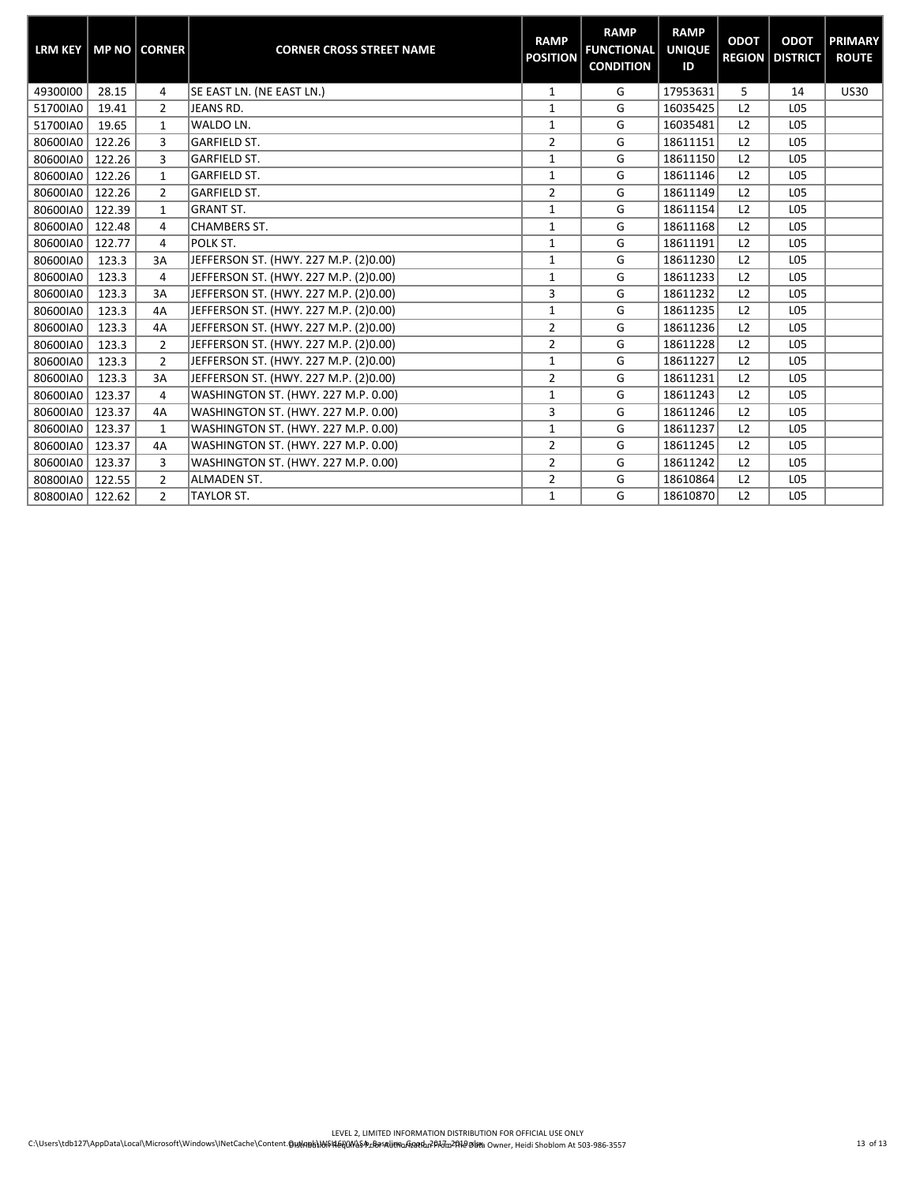| LRM KEY | MP NO | CORNER | CORNER CROSS STREET NAME | RAMP POSITION | RAMP FUNCTIONAL CONDITION | RAMP UNIQUE ID | ODOT REGION | ODOT DISTRICT | PRIMARY ROUTE |
|---|---|---|---|---|---|---|---|---|---|
| 49300I00 | 28.15 | 4 | SE EAST LN. (NE EAST LN.) | 1 | G | 17953631 | 5 | 14 | US30 |
| 51700IA0 | 19.41 | 2 | JEANS RD. | 1 | G | 16035425 | L2 | L05 | |
| 51700IA0 | 19.65 | 1 | WALDO LN. | 1 | G | 16035481 | L2 | L05 | |
| 80600IA0 | 122.26 | 3 | GARFIELD ST. | 2 | G | 18611151 | L2 | L05 | |
| 80600IA0 | 122.26 | 3 | GARFIELD ST. | 1 | G | 18611150 | L2 | L05 | |
| 80600IA0 | 122.26 | 1 | GARFIELD ST. | 1 | G | 18611146 | L2 | L05 | |
| 80600IA0 | 122.26 | 2 | GARFIELD ST. | 2 | G | 18611149 | L2 | L05 | |
| 80600IA0 | 122.39 | 1 | GRANT ST. | 1 | G | 18611154 | L2 | L05 | |
| 80600IA0 | 122.48 | 4 | CHAMBERS ST. | 1 | G | 18611168 | L2 | L05 | |
| 80600IA0 | 122.77 | 4 | POLK ST. | 1 | G | 18611191 | L2 | L05 | |
| 80600IA0 | 123.3 | 3A | JEFFERSON ST. (HWY. 227 M.P. (2)0.00) | 1 | G | 18611230 | L2 | L05 | |
| 80600IA0 | 123.3 | 4 | JEFFERSON ST. (HWY. 227 M.P. (2)0.00) | 1 | G | 18611233 | L2 | L05 | |
| 80600IA0 | 123.3 | 3A | JEFFERSON ST. (HWY. 227 M.P. (2)0.00) | 3 | G | 18611232 | L2 | L05 | |
| 80600IA0 | 123.3 | 4A | JEFFERSON ST. (HWY. 227 M.P. (2)0.00) | 1 | G | 18611235 | L2 | L05 | |
| 80600IA0 | 123.3 | 4A | JEFFERSON ST. (HWY. 227 M.P. (2)0.00) | 2 | G | 18611236 | L2 | L05 | |
| 80600IA0 | 123.3 | 2 | JEFFERSON ST. (HWY. 227 M.P. (2)0.00) | 2 | G | 18611228 | L2 | L05 | |
| 80600IA0 | 123.3 | 2 | JEFFERSON ST. (HWY. 227 M.P. (2)0.00) | 1 | G | 18611227 | L2 | L05 | |
| 80600IA0 | 123.3 | 3A | JEFFERSON ST. (HWY. 227 M.P. (2)0.00) | 2 | G | 18611231 | L2 | L05 | |
| 80600IA0 | 123.37 | 4 | WASHINGTON ST. (HWY. 227 M.P. 0.00) | 1 | G | 18611243 | L2 | L05 | |
| 80600IA0 | 123.37 | 4A | WASHINGTON ST. (HWY. 227 M.P. 0.00) | 3 | G | 18611246 | L2 | L05 | |
| 80600IA0 | 123.37 | 1 | WASHINGTON ST. (HWY. 227 M.P. 0.00) | 1 | G | 18611237 | L2 | L05 | |
| 80600IA0 | 123.37 | 4A | WASHINGTON ST. (HWY. 227 M.P. 0.00) | 2 | G | 18611245 | L2 | L05 | |
| 80600IA0 | 123.37 | 3 | WASHINGTON ST. (HWY. 227 M.P. 0.00) | 2 | G | 18611242 | L2 | L05 | |
| 80800IA0 | 122.55 | 2 | ALMADEN ST. | 2 | G | 18610864 | L2 | L05 | |
| 80800IA0 | 122.62 | 2 | TAYLOR ST. | 1 | G | 18610870 | L2 | L05 | |

LEVEL 2, LIMITED INFORMATION DISTRIBUTION FOR OFFICIAL USE ONLY
Distribution Requires Prior Authorization From The Data Owner, Heidi Shoblom At 503-986-3557